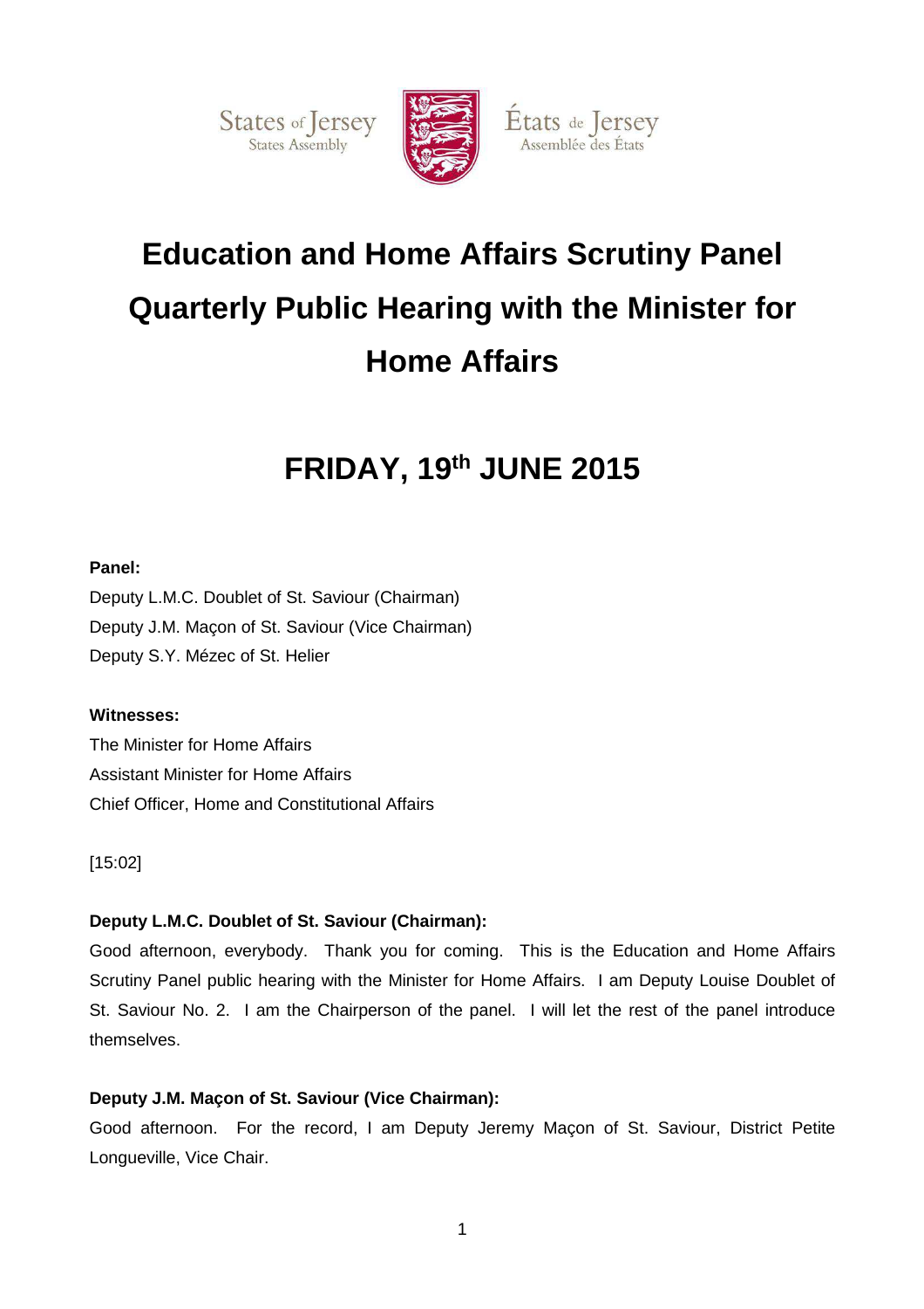States of Jersey
States Assembly

États de Jersey
Assemblée des États

# Education and Home Affairs Scrutiny Panel Quarterly Public Hearing with the Minister for Home Affairs

## FRIDAY, 19th JUNE 2015

**Panel:**

Deputy L.M.C. Doublet of St. Saviour (Chairman)
Deputy J.M. Maçon of St. Saviour (Vice Chairman)
Deputy S.Y. Mézec of St. Helier

**Witnesses:**

The Minister for Home Affairs
Assistant Minister for Home Affairs
Chief Officer, Home and Constitutional Affairs

[15:02]

**Deputy L.M.C. Doublet of St. Saviour (Chairman):**

Good afternoon, everybody. Thank you for coming. This is the Education and Home Affairs Scrutiny Panel public hearing with the Minister for Home Affairs. I am Deputy Louise Doublet of St. Saviour No. 2. I am the Chairperson of the panel. I will let the rest of the panel introduce themselves.

**Deputy J.M. Maçon of St. Saviour (Vice Chairman):**

Good afternoon. For the record, I am Deputy Jeremy Maçon of St. Saviour, District Petite Longueville, Vice Chair.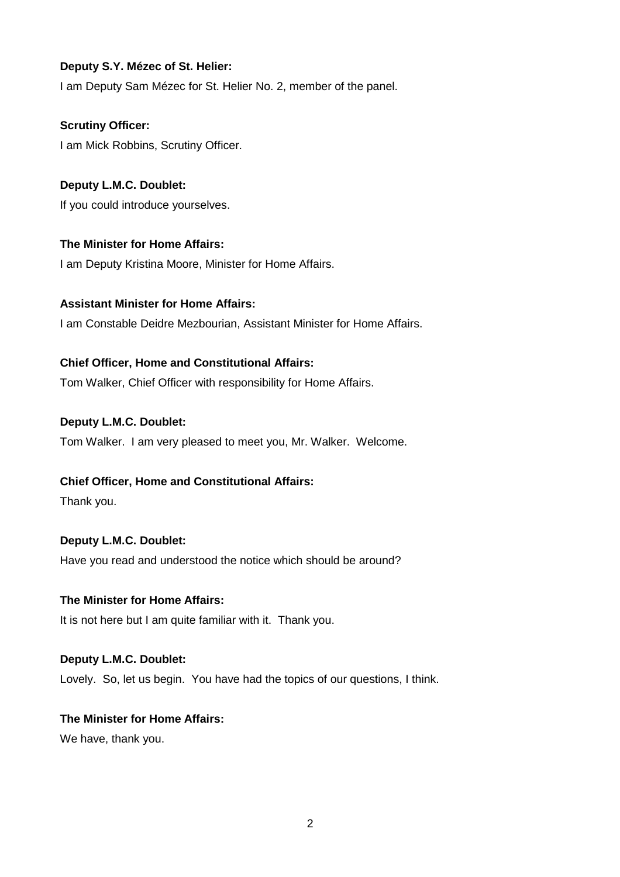**Deputy S.Y. Mézec of St. Helier:**

I am Deputy Sam Mézec for St. Helier No. 2, member of the panel.

**Scrutiny Officer:**

I am Mick Robbins, Scrutiny Officer.

**Deputy L.M.C. Doublet:**

If you could introduce yourselves.

**The Minister for Home Affairs:**

I am Deputy Kristina Moore, Minister for Home Affairs.

**Assistant Minister for Home Affairs:**

I am Constable Deidre Mezbourian, Assistant Minister for Home Affairs.

**Chief Officer, Home and Constitutional Affairs:**

Tom Walker, Chief Officer with responsibility for Home Affairs.

**Deputy L.M.C. Doublet:**

Tom Walker. I am very pleased to meet you, Mr. Walker. Welcome.

**Chief Officer, Home and Constitutional Affairs:**

Thank you.

**Deputy L.M.C. Doublet:**

Have you read and understood the notice which should be around?

**The Minister for Home Affairs:**

It is not here but I am quite familiar with it. Thank you.

**Deputy L.M.C. Doublet:**

Lovely. So, let us begin. You have had the topics of our questions, I think.

**The Minister for Home Affairs:**

We have, thank you.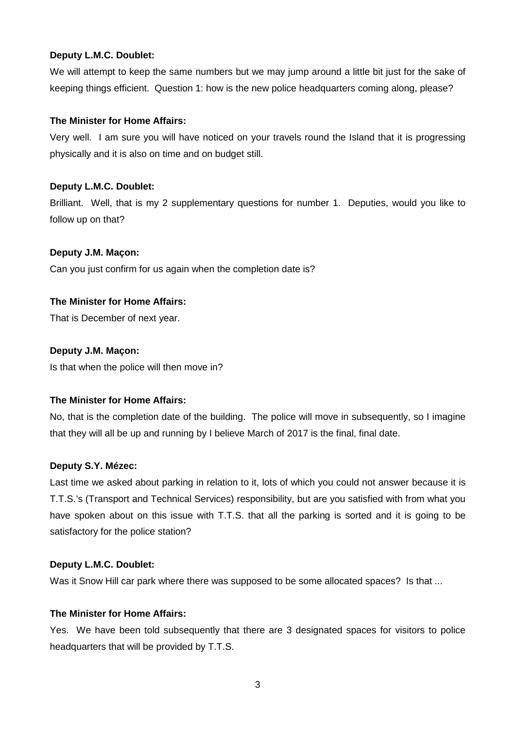**Deputy L.M.C. Doublet:**

We will attempt to keep the same numbers but we may jump around a little bit just for the sake of keeping things efficient. Question 1: how is the new police headquarters coming along, please?

**The Minister for Home Affairs:**

Very well. I am sure you will have noticed on your travels round the Island that it is progressing physically and it is also on time and on budget still.

**Deputy L.M.C. Doublet:**

Brilliant. Well, that is my 2 supplementary questions for number 1. Deputies, would you like to follow up on that?

**Deputy J.M. Maçon:**

Can you just confirm for us again when the completion date is?

**The Minister for Home Affairs:**

That is December of next year.

**Deputy J.M. Maçon:**

Is that when the police will then move in?

**The Minister for Home Affairs:**

No, that is the completion date of the building. The police will move in subsequently, so I imagine that they will all be up and running by I believe March of 2017 is the final, final date.

**Deputy S.Y. Mézec:**

Last time we asked about parking in relation to it, lots of which you could not answer because it is T.T.S.'s (Transport and Technical Services) responsibility, but are you satisfied with from what you have spoken about on this issue with T.T.S. that all the parking is sorted and it is going to be satisfactory for the police station?

**Deputy L.M.C. Doublet:**

Was it Snow Hill car park where there was supposed to be some allocated spaces? Is that ...

**The Minister for Home Affairs:**

Yes. We have been told subsequently that there are 3 designated spaces for visitors to police headquarters that will be provided by T.T.S.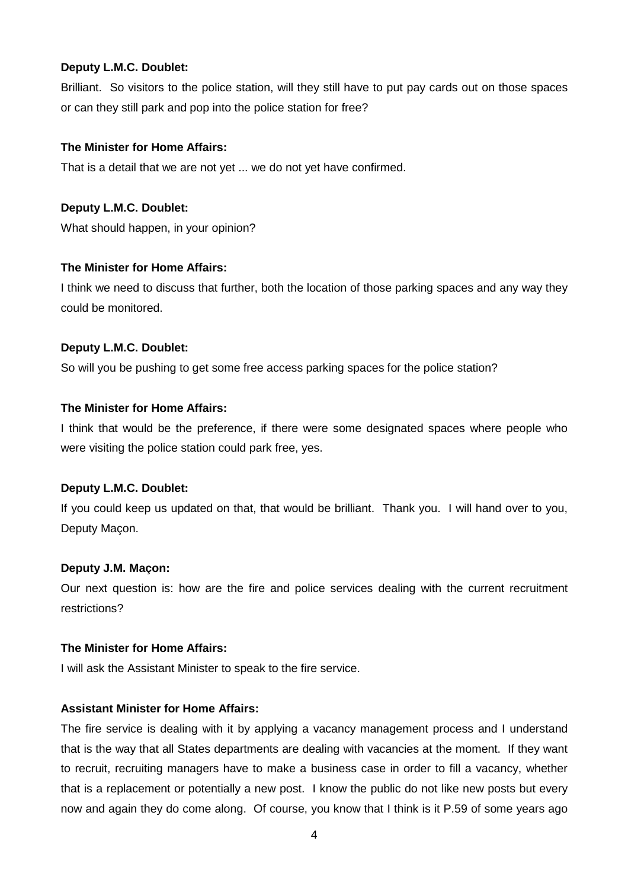**Deputy L.M.C. Doublet:**

Brilliant. So visitors to the police station, will they still have to put pay cards out on those spaces or can they still park and pop into the police station for free?

**The Minister for Home Affairs:**

That is a detail that we are not yet ... we do not yet have confirmed.

**Deputy L.M.C. Doublet:**

What should happen, in your opinion?

**The Minister for Home Affairs:**

I think we need to discuss that further, both the location of those parking spaces and any way they could be monitored.

**Deputy L.M.C. Doublet:**

So will you be pushing to get some free access parking spaces for the police station?

**The Minister for Home Affairs:**

I think that would be the preference, if there were some designated spaces where people who were visiting the police station could park free, yes.

**Deputy L.M.C. Doublet:**

If you could keep us updated on that, that would be brilliant. Thank you. I will hand over to you, Deputy Maçon.

**Deputy J.M. Maçon:**

Our next question is: how are the fire and police services dealing with the current recruitment restrictions?

**The Minister for Home Affairs:**

I will ask the Assistant Minister to speak to the fire service.

**Assistant Minister for Home Affairs:**

The fire service is dealing with it by applying a vacancy management process and I understand that is the way that all States departments are dealing with vacancies at the moment. If they want to recruit, recruiting managers have to make a business case in order to fill a vacancy, whether that is a replacement or potentially a new post. I know the public do not like new posts but every now and again they do come along. Of course, you know that I think is it P.59 of some years ago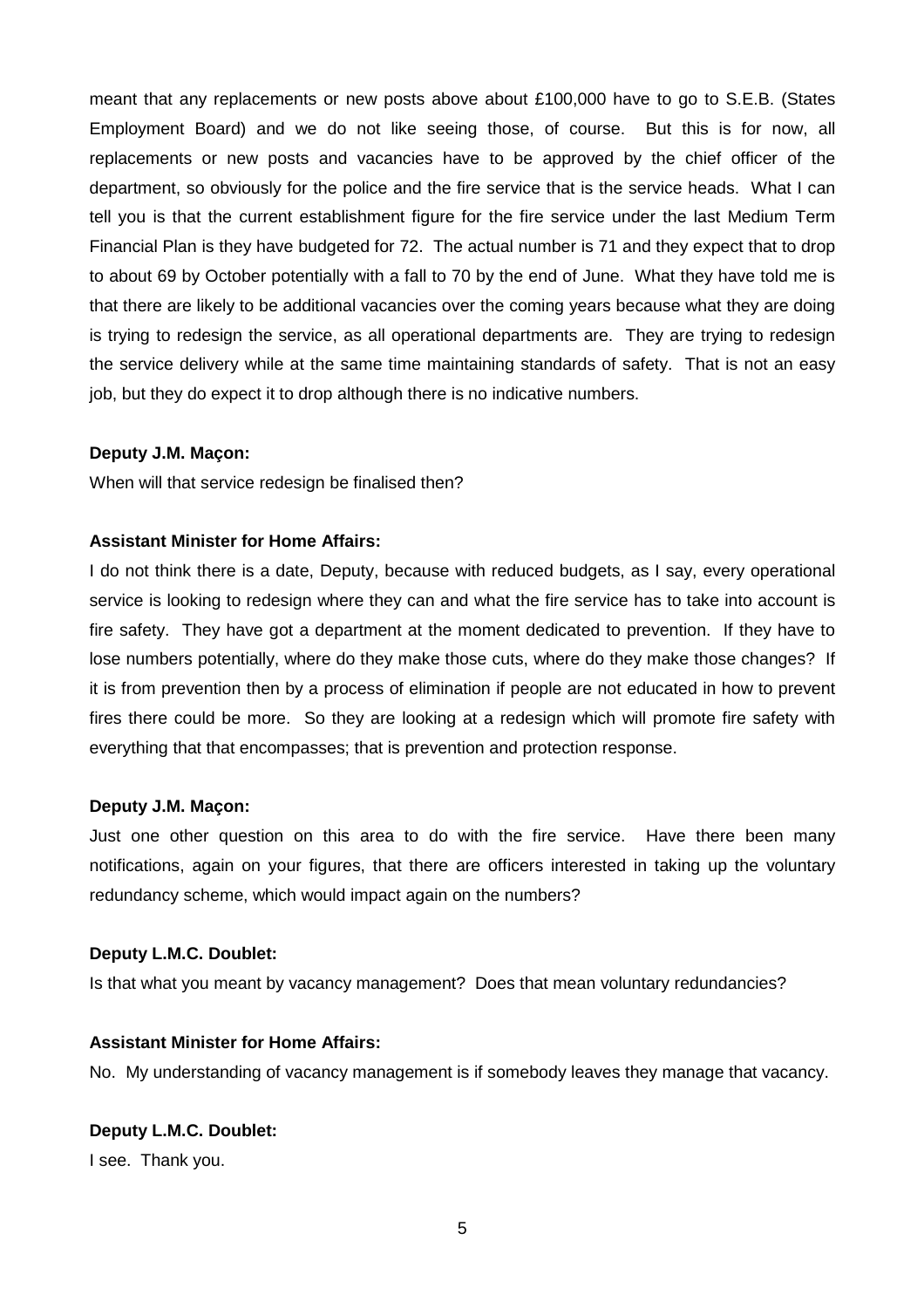meant that any replacements or new posts above about £100,000 have to go to S.E.B. (States Employment Board) and we do not like seeing those, of course. But this is for now, all replacements or new posts and vacancies have to be approved by the chief officer of the department, so obviously for the police and the fire service that is the service heads. What I can tell you is that the current establishment figure for the fire service under the last Medium Term Financial Plan is they have budgeted for 72. The actual number is 71 and they expect that to drop to about 69 by October potentially with a fall to 70 by the end of June. What they have told me is that there are likely to be additional vacancies over the coming years because what they are doing is trying to redesign the service, as all operational departments are. They are trying to redesign the service delivery while at the same time maintaining standards of safety. That is not an easy job, but they do expect it to drop although there is no indicative numbers.

**Deputy J.M. Maçon:**

When will that service redesign be finalised then?

**Assistant Minister for Home Affairs:**

I do not think there is a date, Deputy, because with reduced budgets, as I say, every operational service is looking to redesign where they can and what the fire service has to take into account is fire safety. They have got a department at the moment dedicated to prevention. If they have to lose numbers potentially, where do they make those cuts, where do they make those changes? If it is from prevention then by a process of elimination if people are not educated in how to prevent fires there could be more. So they are looking at a redesign which will promote fire safety with everything that that encompasses; that is prevention and protection response.

**Deputy J.M. Maçon:**

Just one other question on this area to do with the fire service. Have there been many notifications, again on your figures, that there are officers interested in taking up the voluntary redundancy scheme, which would impact again on the numbers?

**Deputy L.M.C. Doublet:**

Is that what you meant by vacancy management? Does that mean voluntary redundancies?

**Assistant Minister for Home Affairs:**

No. My understanding of vacancy management is if somebody leaves they manage that vacancy.

**Deputy L.M.C. Doublet:**

I see. Thank you.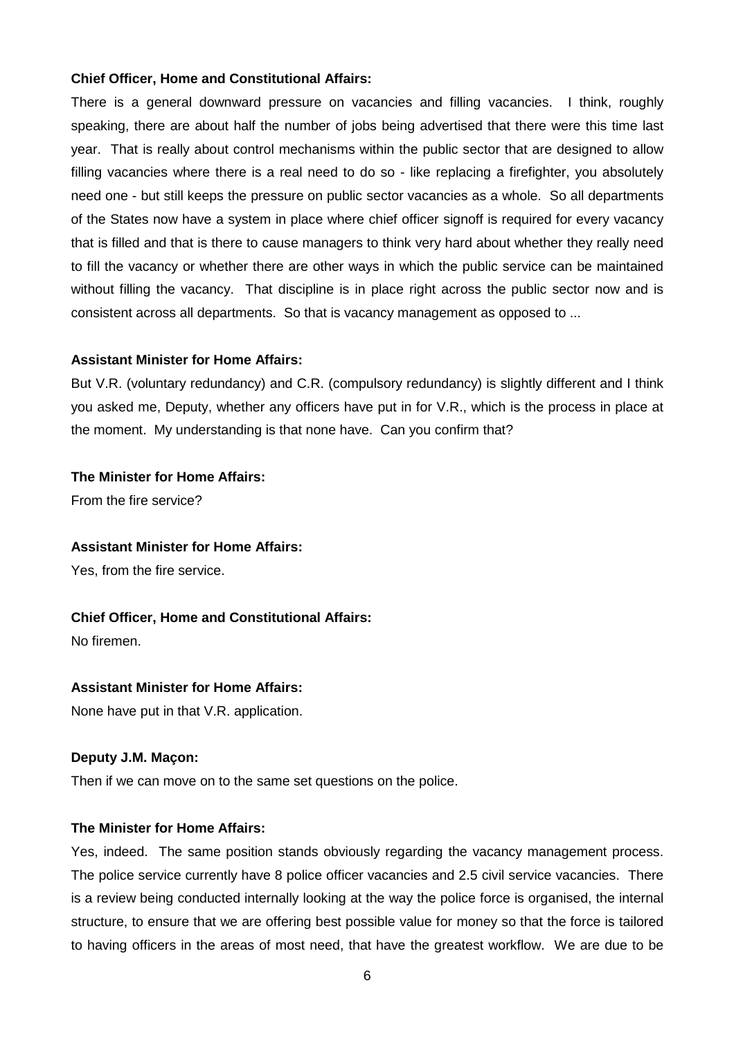**Chief Officer, Home and Constitutional Affairs:**

There is a general downward pressure on vacancies and filling vacancies. I think, roughly speaking, there are about half the number of jobs being advertised that there were this time last year. That is really about control mechanisms within the public sector that are designed to allow filling vacancies where there is a real need to do so - like replacing a firefighter, you absolutely need one - but still keeps the pressure on public sector vacancies as a whole. So all departments of the States now have a system in place where chief officer signoff is required for every vacancy that is filled and that is there to cause managers to think very hard about whether they really need to fill the vacancy or whether there are other ways in which the public service can be maintained without filling the vacancy. That discipline is in place right across the public sector now and is consistent across all departments. So that is vacancy management as opposed to ...

**Assistant Minister for Home Affairs:**

But V.R. (voluntary redundancy) and C.R. (compulsory redundancy) is slightly different and I think you asked me, Deputy, whether any officers have put in for V.R., which is the process in place at the moment. My understanding is that none have. Can you confirm that?

**The Minister for Home Affairs:**

From the fire service?

**Assistant Minister for Home Affairs:**

Yes, from the fire service.

**Chief Officer, Home and Constitutional Affairs:**

No firemen.

**Assistant Minister for Home Affairs:**

None have put in that V.R. application.

**Deputy J.M. Maçon:**

Then if we can move on to the same set questions on the police.

**The Minister for Home Affairs:**

Yes, indeed. The same position stands obviously regarding the vacancy management process. The police service currently have 8 police officer vacancies and 2.5 civil service vacancies. There is a review being conducted internally looking at the way the police force is organised, the internal structure, to ensure that we are offering best possible value for money so that the force is tailored to having officers in the areas of most need, that have the greatest workflow. We are due to be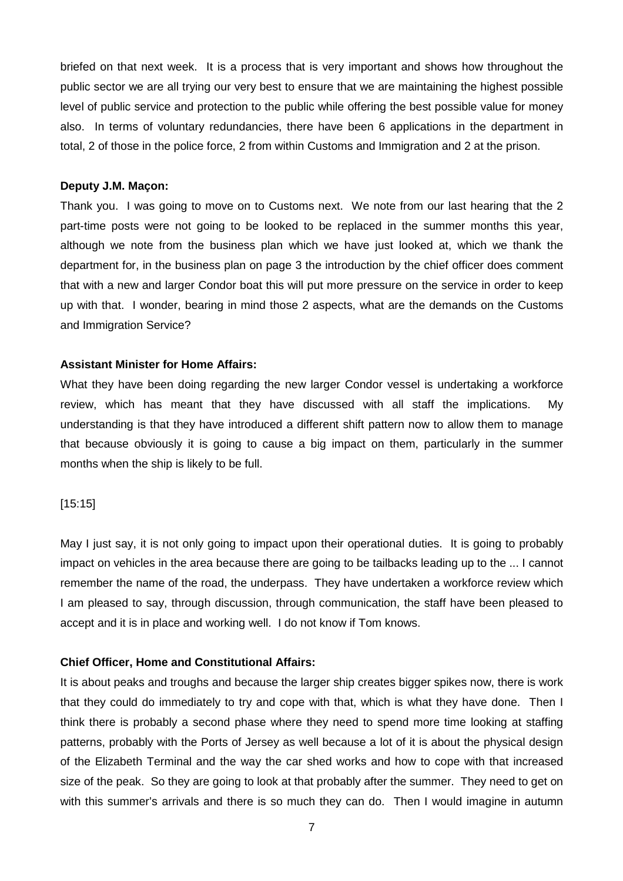briefed on that next week. It is a process that is very important and shows how throughout the public sector we are all trying our very best to ensure that we are maintaining the highest possible level of public service and protection to the public while offering the best possible value for money also. In terms of voluntary redundancies, there have been 6 applications in the department in total, 2 of those in the police force, 2 from within Customs and Immigration and 2 at the prison.

**Deputy J.M. Maçon:**

Thank you. I was going to move on to Customs next. We note from our last hearing that the 2 part-time posts were not going to be looked to be replaced in the summer months this year, although we note from the business plan which we have just looked at, which we thank the department for, in the business plan on page 3 the introduction by the chief officer does comment that with a new and larger Condor boat this will put more pressure on the service in order to keep up with that. I wonder, bearing in mind those 2 aspects, what are the demands on the Customs and Immigration Service?

**Assistant Minister for Home Affairs:**

What they have been doing regarding the new larger Condor vessel is undertaking a workforce review, which has meant that they have discussed with all staff the implications. My understanding is that they have introduced a different shift pattern now to allow them to manage that because obviously it is going to cause a big impact on them, particularly in the summer months when the ship is likely to be full.

[15:15]

May I just say, it is not only going to impact upon their operational duties. It is going to probably impact on vehicles in the area because there are going to be tailbacks leading up to the ... I cannot remember the name of the road, the underpass. They have undertaken a workforce review which I am pleased to say, through discussion, through communication, the staff have been pleased to accept and it is in place and working well. I do not know if Tom knows.

**Chief Officer, Home and Constitutional Affairs:**

It is about peaks and troughs and because the larger ship creates bigger spikes now, there is work that they could do immediately to try and cope with that, which is what they have done. Then I think there is probably a second phase where they need to spend more time looking at staffing patterns, probably with the Ports of Jersey as well because a lot of it is about the physical design of the Elizabeth Terminal and the way the car shed works and how to cope with that increased size of the peak. So they are going to look at that probably after the summer. They need to get on with this summer's arrivals and there is so much they can do. Then I would imagine in autumn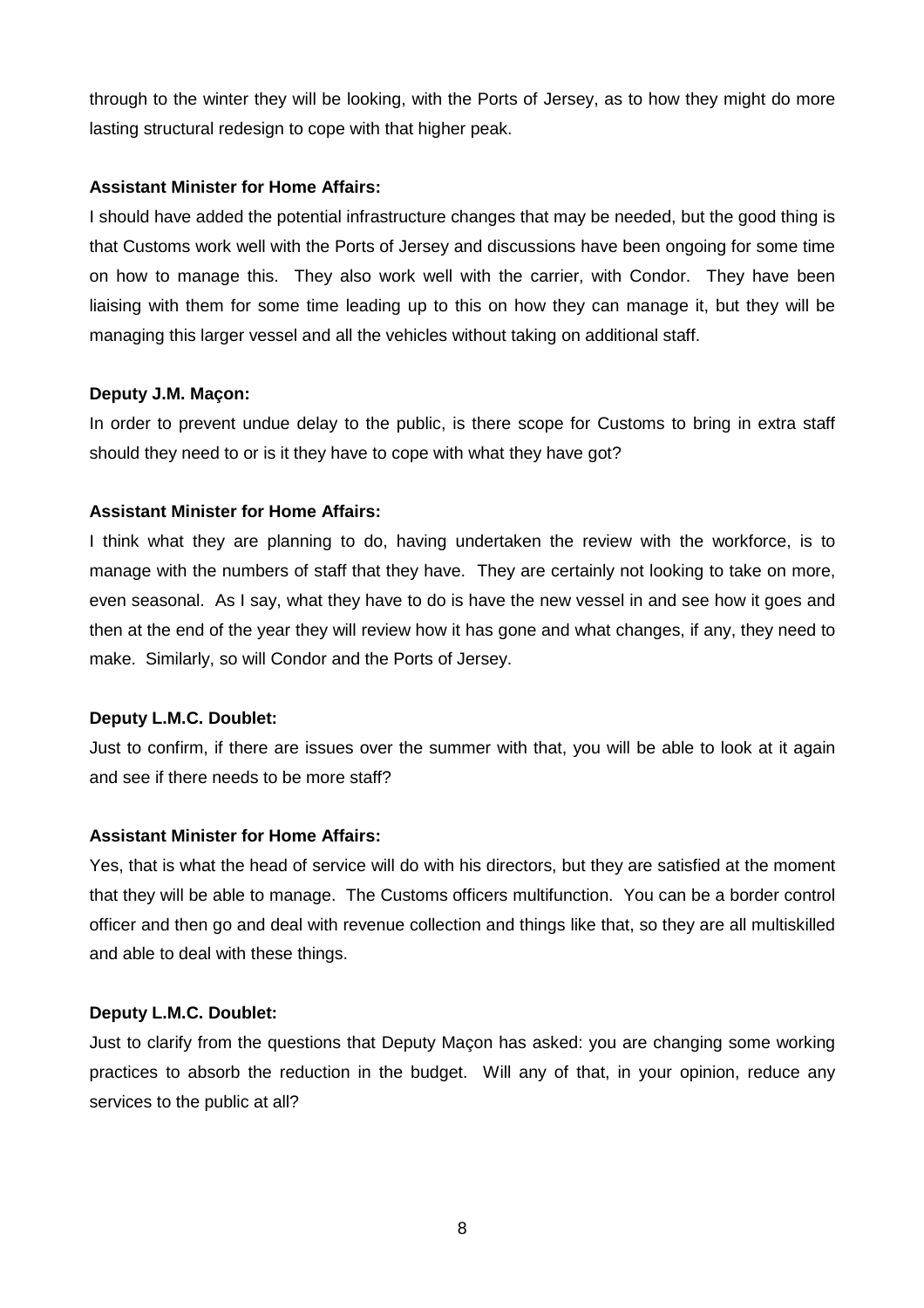through to the winter they will be looking, with the Ports of Jersey, as to how they might do more lasting structural redesign to cope with that higher peak.

**Assistant Minister for Home Affairs:**

I should have added the potential infrastructure changes that may be needed, but the good thing is that Customs work well with the Ports of Jersey and discussions have been ongoing for some time on how to manage this. They also work well with the carrier, with Condor. They have been liaising with them for some time leading up to this on how they can manage it, but they will be managing this larger vessel and all the vehicles without taking on additional staff.

**Deputy J.M. Maçon:**

In order to prevent undue delay to the public, is there scope for Customs to bring in extra staff should they need to or is it they have to cope with what they have got?

**Assistant Minister for Home Affairs:**

I think what they are planning to do, having undertaken the review with the workforce, is to manage with the numbers of staff that they have. They are certainly not looking to take on more, even seasonal. As I say, what they have to do is have the new vessel in and see how it goes and then at the end of the year they will review how it has gone and what changes, if any, they need to make. Similarly, so will Condor and the Ports of Jersey.

**Deputy L.M.C. Doublet:**

Just to confirm, if there are issues over the summer with that, you will be able to look at it again and see if there needs to be more staff?

**Assistant Minister for Home Affairs:**

Yes, that is what the head of service will do with his directors, but they are satisfied at the moment that they will be able to manage. The Customs officers multifunction. You can be a border control officer and then go and deal with revenue collection and things like that, so they are all multiskilled and able to deal with these things.

**Deputy L.M.C. Doublet:**

Just to clarify from the questions that Deputy Maçon has asked: you are changing some working practices to absorb the reduction in the budget. Will any of that, in your opinion, reduce any services to the public at all?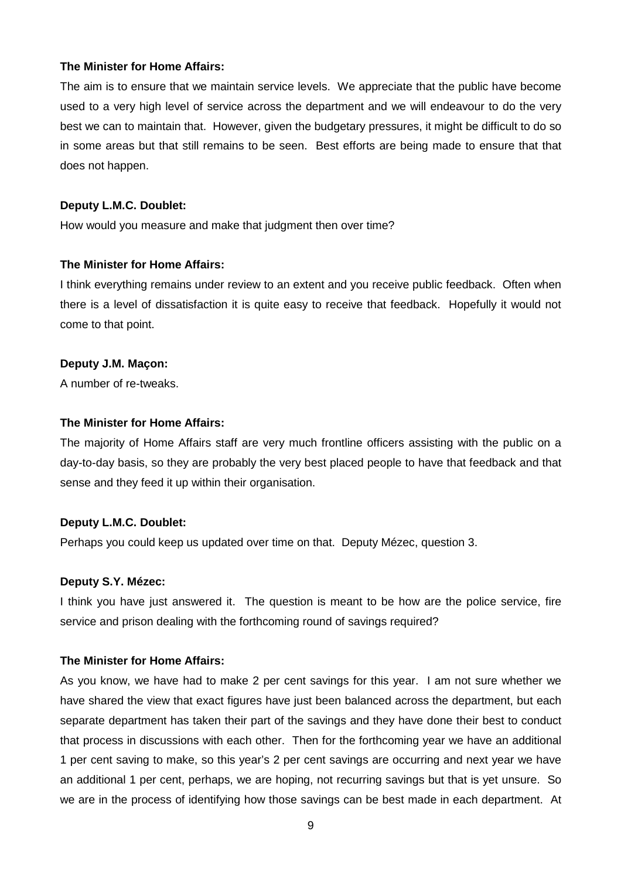**The Minister for Home Affairs:**

The aim is to ensure that we maintain service levels. We appreciate that the public have become used to a very high level of service across the department and we will endeavour to do the very best we can to maintain that. However, given the budgetary pressures, it might be difficult to do so in some areas but that still remains to be seen. Best efforts are being made to ensure that that does not happen.

**Deputy L.M.C. Doublet:**

How would you measure and make that judgment then over time?

**The Minister for Home Affairs:**

I think everything remains under review to an extent and you receive public feedback. Often when there is a level of dissatisfaction it is quite easy to receive that feedback. Hopefully it would not come to that point.

**Deputy J.M. Maçon:**

A number of re-tweaks.

**The Minister for Home Affairs:**

The majority of Home Affairs staff are very much frontline officers assisting with the public on a day-to-day basis, so they are probably the very best placed people to have that feedback and that sense and they feed it up within their organisation.

**Deputy L.M.C. Doublet:**

Perhaps you could keep us updated over time on that. Deputy Mézec, question 3.

**Deputy S.Y. Mézec:**

I think you have just answered it. The question is meant to be how are the police service, fire service and prison dealing with the forthcoming round of savings required?

**The Minister for Home Affairs:**

As you know, we have had to make 2 per cent savings for this year. I am not sure whether we have shared the view that exact figures have just been balanced across the department, but each separate department has taken their part of the savings and they have done their best to conduct that process in discussions with each other. Then for the forthcoming year we have an additional 1 per cent saving to make, so this year's 2 per cent savings are occurring and next year we have an additional 1 per cent, perhaps, we are hoping, not recurring savings but that is yet unsure. So we are in the process of identifying how those savings can be best made in each department. At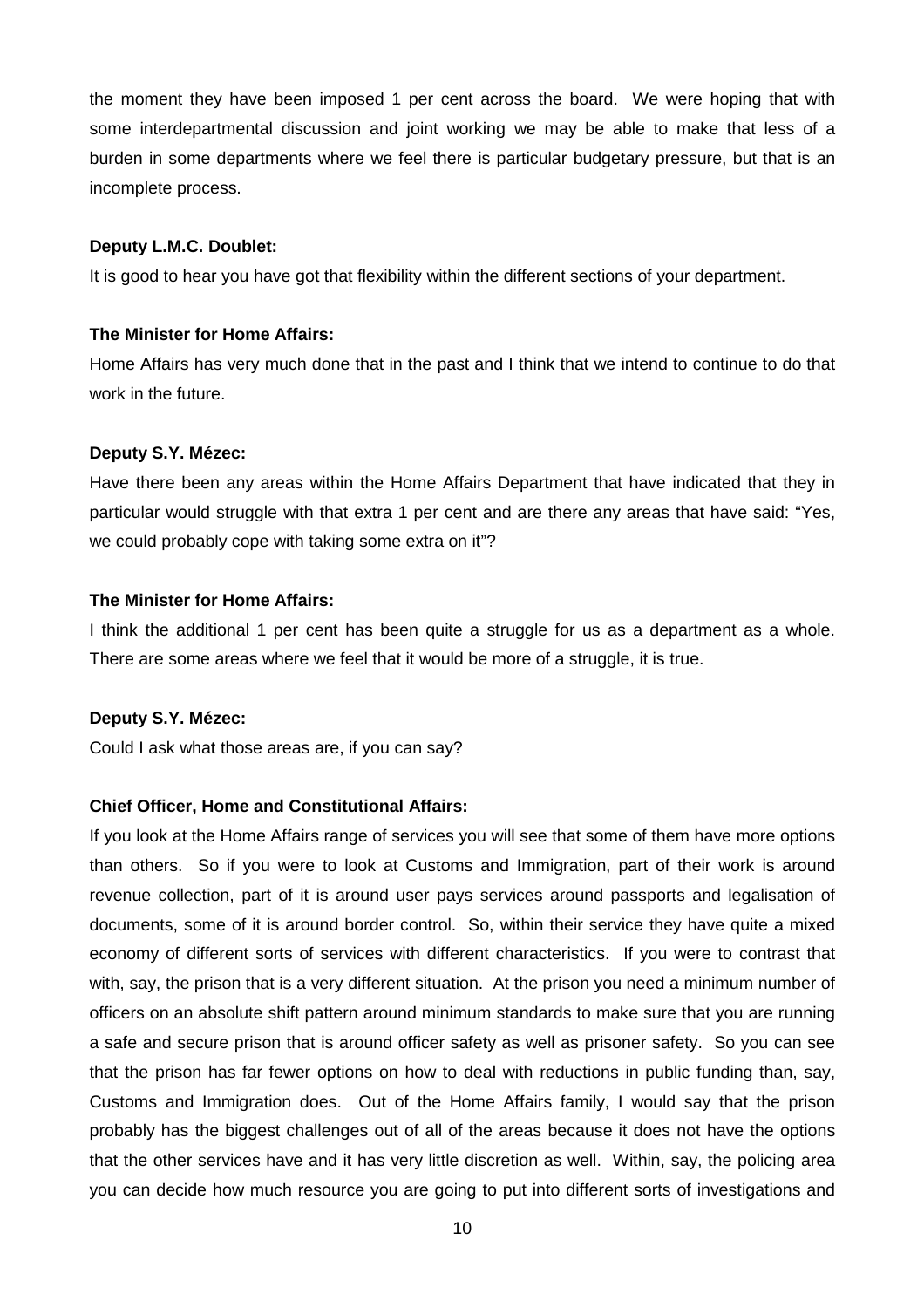the moment they have been imposed 1 per cent across the board. We were hoping that with some interdepartmental discussion and joint working we may be able to make that less of a burden in some departments where we feel there is particular budgetary pressure, but that is an incomplete process.

**Deputy L.M.C. Doublet:**

It is good to hear you have got that flexibility within the different sections of your department.

**The Minister for Home Affairs:**

Home Affairs has very much done that in the past and I think that we intend to continue to do that work in the future.

**Deputy S.Y. Mézec:**

Have there been any areas within the Home Affairs Department that have indicated that they in particular would struggle with that extra 1 per cent and are there any areas that have said: "Yes, we could probably cope with taking some extra on it"?

**The Minister for Home Affairs:**

I think the additional 1 per cent has been quite a struggle for us as a department as a whole. There are some areas where we feel that it would be more of a struggle, it is true.

**Deputy S.Y. Mézec:**

Could I ask what those areas are, if you can say?

**Chief Officer, Home and Constitutional Affairs:**

If you look at the Home Affairs range of services you will see that some of them have more options than others. So if you were to look at Customs and Immigration, part of their work is around revenue collection, part of it is around user pays services around passports and legalisation of documents, some of it is around border control. So, within their service they have quite a mixed economy of different sorts of services with different characteristics. If you were to contrast that with, say, the prison that is a very different situation. At the prison you need a minimum number of officers on an absolute shift pattern around minimum standards to make sure that you are running a safe and secure prison that is around officer safety as well as prisoner safety. So you can see that the prison has far fewer options on how to deal with reductions in public funding than, say, Customs and Immigration does. Out of the Home Affairs family, I would say that the prison probably has the biggest challenges out of all of the areas because it does not have the options that the other services have and it has very little discretion as well. Within, say, the policing area you can decide how much resource you are going to put into different sorts of investigations and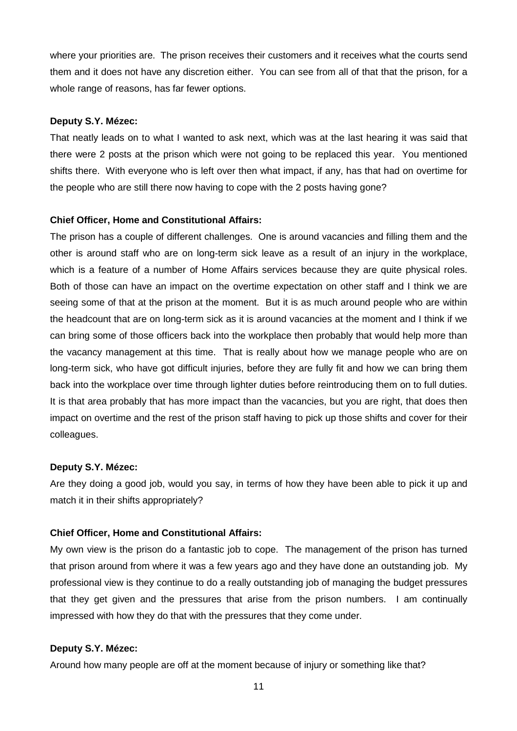where your priorities are. The prison receives their customers and it receives what the courts send them and it does not have any discretion either. You can see from all of that that the prison, for a whole range of reasons, has far fewer options.

**Deputy S.Y. Mézec:**

That neatly leads on to what I wanted to ask next, which was at the last hearing it was said that there were 2 posts at the prison which were not going to be replaced this year. You mentioned shifts there. With everyone who is left over then what impact, if any, has that had on overtime for the people who are still there now having to cope with the 2 posts having gone?

**Chief Officer, Home and Constitutional Affairs:**

The prison has a couple of different challenges. One is around vacancies and filling them and the other is around staff who are on long-term sick leave as a result of an injury in the workplace, which is a feature of a number of Home Affairs services because they are quite physical roles. Both of those can have an impact on the overtime expectation on other staff and I think we are seeing some of that at the prison at the moment. But it is as much around people who are within the headcount that are on long-term sick as it is around vacancies at the moment and I think if we can bring some of those officers back into the workplace then probably that would help more than the vacancy management at this time. That is really about how we manage people who are on long-term sick, who have got difficult injuries, before they are fully fit and how we can bring them back into the workplace over time through lighter duties before reintroducing them on to full duties. It is that area probably that has more impact than the vacancies, but you are right, that does then impact on overtime and the rest of the prison staff having to pick up those shifts and cover for their colleagues.

**Deputy S.Y. Mézec:**

Are they doing a good job, would you say, in terms of how they have been able to pick it up and match it in their shifts appropriately?

**Chief Officer, Home and Constitutional Affairs:**

My own view is the prison do a fantastic job to cope. The management of the prison has turned that prison around from where it was a few years ago and they have done an outstanding job. My professional view is they continue to do a really outstanding job of managing the budget pressures that they get given and the pressures that arise from the prison numbers. I am continually impressed with how they do that with the pressures that they come under.

**Deputy S.Y. Mézec:**

Around how many people are off at the moment because of injury or something like that?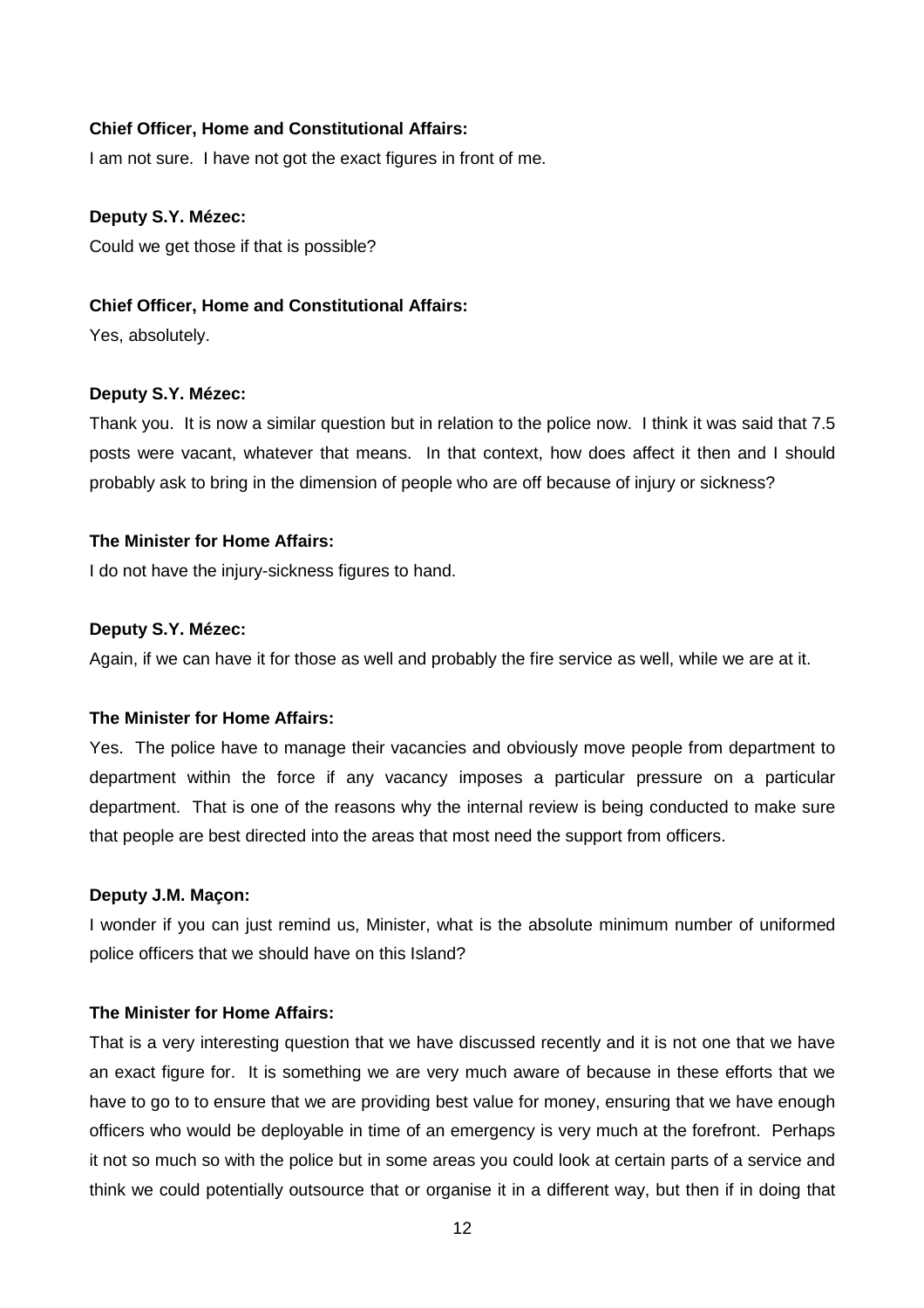**Chief Officer, Home and Constitutional Affairs:**

I am not sure. I have not got the exact figures in front of me.

**Deputy S.Y. Mézec:**

Could we get those if that is possible?

**Chief Officer, Home and Constitutional Affairs:**

Yes, absolutely.

**Deputy S.Y. Mézec:**

Thank you. It is now a similar question but in relation to the police now. I think it was said that 7.5 posts were vacant, whatever that means. In that context, how does affect it then and I should probably ask to bring in the dimension of people who are off because of injury or sickness?

**The Minister for Home Affairs:**

I do not have the injury-sickness figures to hand.

**Deputy S.Y. Mézec:**

Again, if we can have it for those as well and probably the fire service as well, while we are at it.

**The Minister for Home Affairs:**

Yes. The police have to manage their vacancies and obviously move people from department to department within the force if any vacancy imposes a particular pressure on a particular department. That is one of the reasons why the internal review is being conducted to make sure that people are best directed into the areas that most need the support from officers.

**Deputy J.M. Maçon:**

I wonder if you can just remind us, Minister, what is the absolute minimum number of uniformed police officers that we should have on this Island?

**The Minister for Home Affairs:**

That is a very interesting question that we have discussed recently and it is not one that we have an exact figure for. It is something we are very much aware of because in these efforts that we have to go to to ensure that we are providing best value for money, ensuring that we have enough officers who would be deployable in time of an emergency is very much at the forefront. Perhaps it not so much so with the police but in some areas you could look at certain parts of a service and think we could potentially outsource that or organise it in a different way, but then if in doing that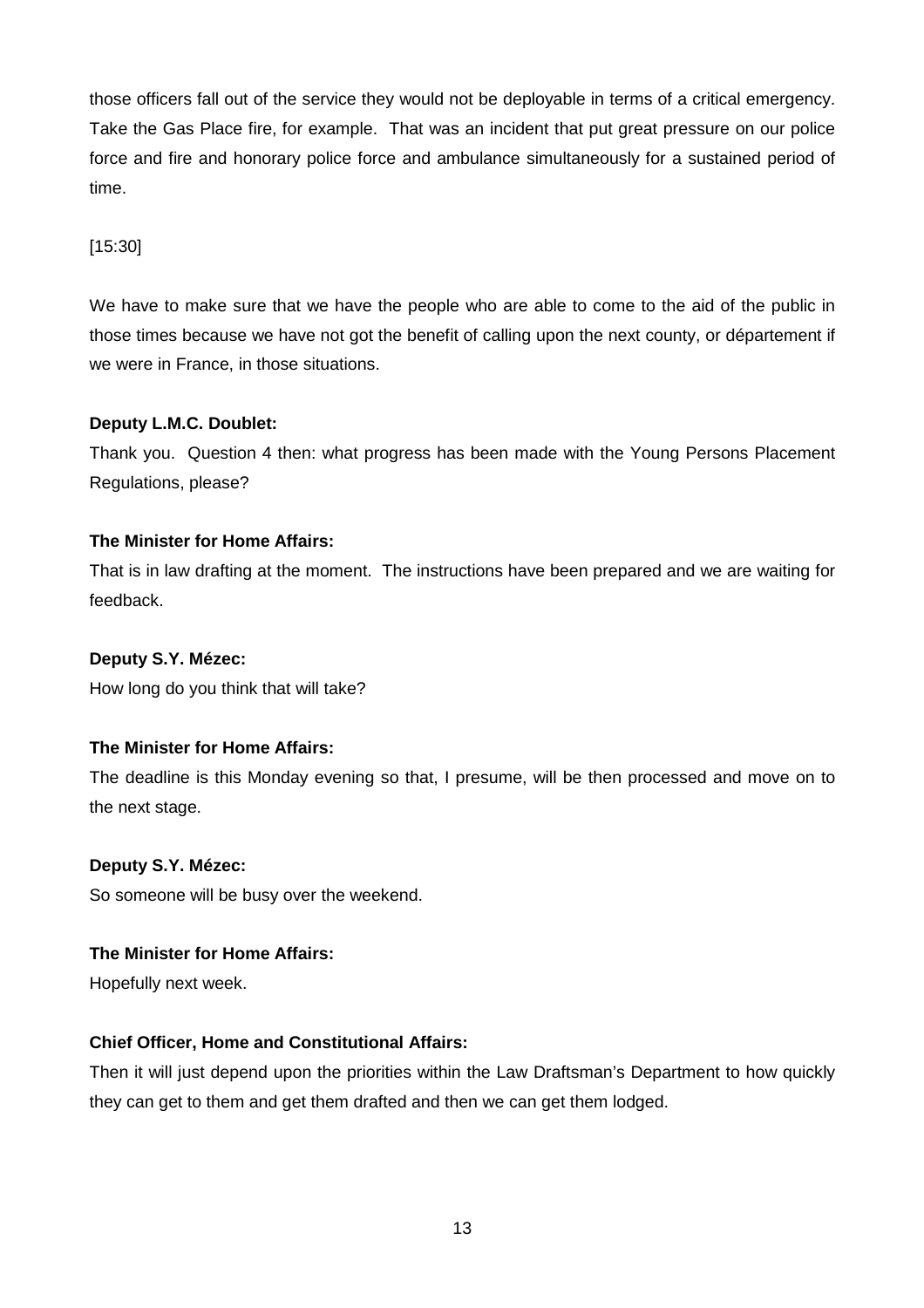those officers fall out of the service they would not be deployable in terms of a critical emergency. Take the Gas Place fire, for example. That was an incident that put great pressure on our police force and fire and honorary police force and ambulance simultaneously for a sustained period of time.

[15:30]

We have to make sure that we have the people who are able to come to the aid of the public in those times because we have not got the benefit of calling upon the next county, or département if we were in France, in those situations.

**Deputy L.M.C. Doublet:**

Thank you. Question 4 then: what progress has been made with the Young Persons Placement Regulations, please?

**The Minister for Home Affairs:**

That is in law drafting at the moment. The instructions have been prepared and we are waiting for feedback.

**Deputy S.Y. Mézec:**

How long do you think that will take?

**The Minister for Home Affairs:**

The deadline is this Monday evening so that, I presume, will be then processed and move on to the next stage.

**Deputy S.Y. Mézec:**

So someone will be busy over the weekend.

**The Minister for Home Affairs:**

Hopefully next week.

**Chief Officer, Home and Constitutional Affairs:**

Then it will just depend upon the priorities within the Law Draftsman's Department to how quickly they can get to them and get them drafted and then we can get them lodged.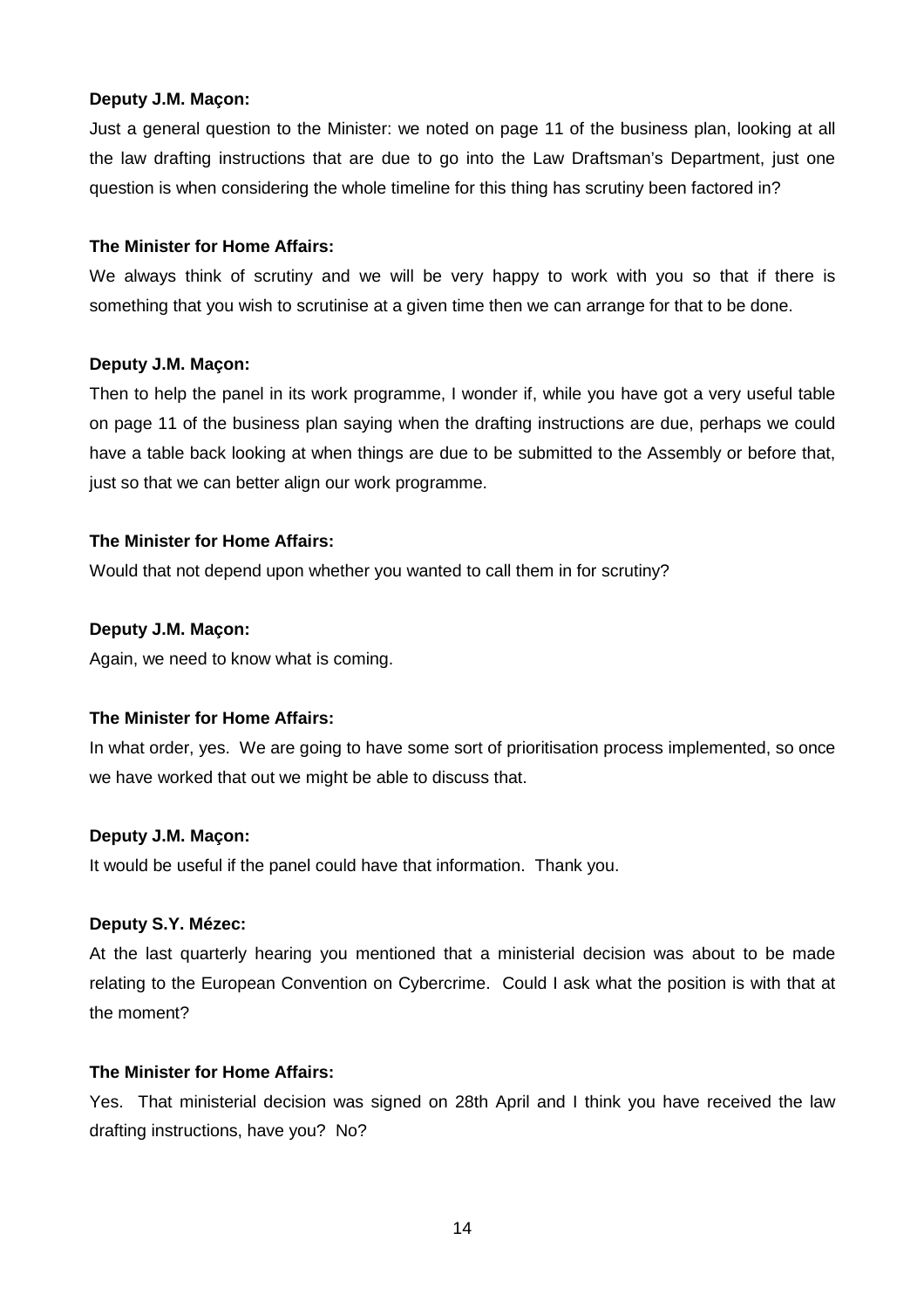**Deputy J.M. Maçon:**

Just a general question to the Minister: we noted on page 11 of the business plan, looking at all the law drafting instructions that are due to go into the Law Draftsman's Department, just one question is when considering the whole timeline for this thing has scrutiny been factored in?

**The Minister for Home Affairs:**

We always think of scrutiny and we will be very happy to work with you so that if there is something that you wish to scrutinise at a given time then we can arrange for that to be done.

**Deputy J.M. Maçon:**

Then to help the panel in its work programme, I wonder if, while you have got a very useful table on page 11 of the business plan saying when the drafting instructions are due, perhaps we could have a table back looking at when things are due to be submitted to the Assembly or before that, just so that we can better align our work programme.

**The Minister for Home Affairs:**

Would that not depend upon whether you wanted to call them in for scrutiny?

**Deputy J.M. Maçon:**

Again, we need to know what is coming.

**The Minister for Home Affairs:**

In what order, yes. We are going to have some sort of prioritisation process implemented, so once we have worked that out we might be able to discuss that.

**Deputy J.M. Maçon:**

It would be useful if the panel could have that information. Thank you.

**Deputy S.Y. Mézec:**

At the last quarterly hearing you mentioned that a ministerial decision was about to be made relating to the European Convention on Cybercrime. Could I ask what the position is with that at the moment?

**The Minister for Home Affairs:**

Yes. That ministerial decision was signed on 28th April and I think you have received the law drafting instructions, have you? No?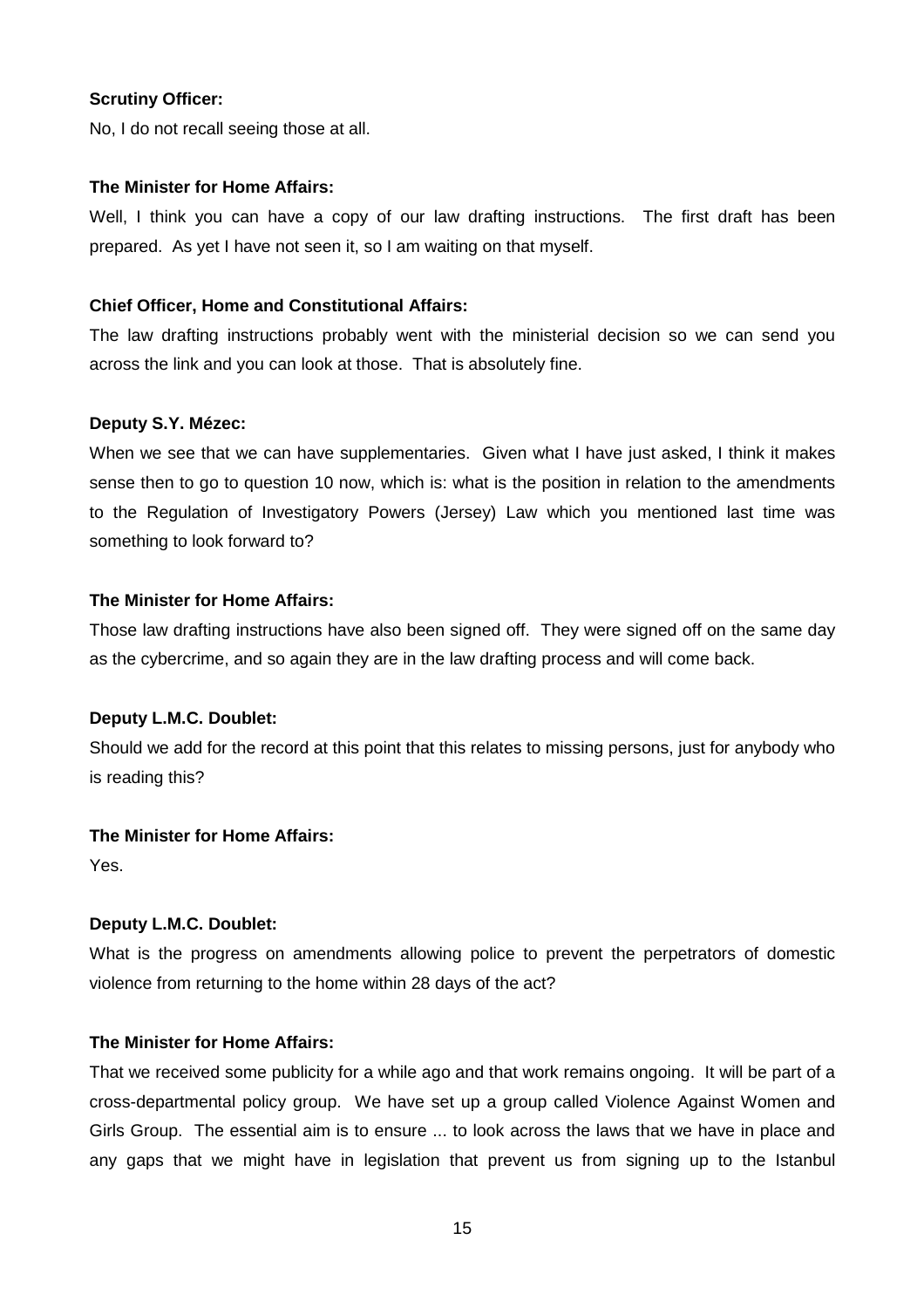**Scrutiny Officer:**

No, I do not recall seeing those at all.

**The Minister for Home Affairs:**

Well, I think you can have a copy of our law drafting instructions. The first draft has been prepared. As yet I have not seen it, so I am waiting on that myself.

**Chief Officer, Home and Constitutional Affairs:**

The law drafting instructions probably went with the ministerial decision so we can send you across the link and you can look at those. That is absolutely fine.

**Deputy S.Y. Mézec:**

When we see that we can have supplementaries. Given what I have just asked, I think it makes sense then to go to question 10 now, which is: what is the position in relation to the amendments to the Regulation of Investigatory Powers (Jersey) Law which you mentioned last time was something to look forward to?

**The Minister for Home Affairs:**

Those law drafting instructions have also been signed off. They were signed off on the same day as the cybercrime, and so again they are in the law drafting process and will come back.

**Deputy L.M.C. Doublet:**

Should we add for the record at this point that this relates to missing persons, just for anybody who is reading this?

**The Minister for Home Affairs:**

Yes.

**Deputy L.M.C. Doublet:**

What is the progress on amendments allowing police to prevent the perpetrators of domestic violence from returning to the home within 28 days of the act?

**The Minister for Home Affairs:**

That we received some publicity for a while ago and that work remains ongoing. It will be part of a cross-departmental policy group. We have set up a group called Violence Against Women and Girls Group. The essential aim is to ensure ... to look across the laws that we have in place and any gaps that we might have in legislation that prevent us from signing up to the Istanbul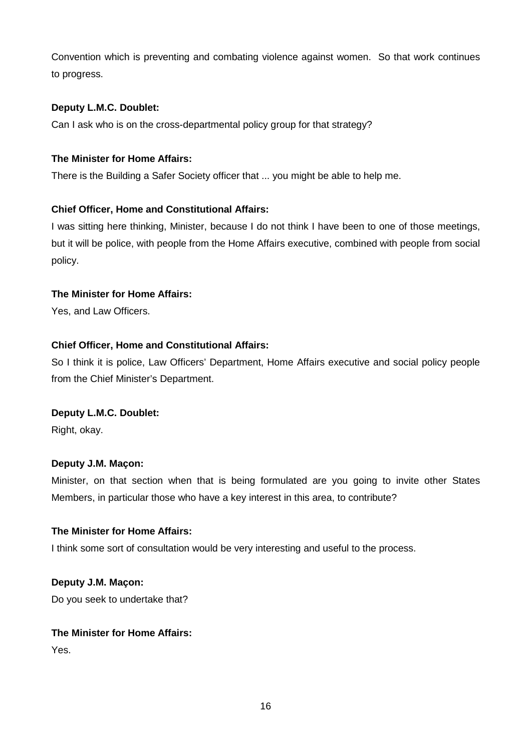Convention which is preventing and combating violence against women. So that work continues to progress.

**Deputy L.M.C. Doublet:**

Can I ask who is on the cross-departmental policy group for that strategy?

**The Minister for Home Affairs:**

There is the Building a Safer Society officer that ... you might be able to help me.

**Chief Officer, Home and Constitutional Affairs:**

I was sitting here thinking, Minister, because I do not think I have been to one of those meetings, but it will be police, with people from the Home Affairs executive, combined with people from social policy.

**The Minister for Home Affairs:**

Yes, and Law Officers.

**Chief Officer, Home and Constitutional Affairs:**

So I think it is police, Law Officers' Department, Home Affairs executive and social policy people from the Chief Minister's Department.

**Deputy L.M.C. Doublet:**

Right, okay.

**Deputy J.M. Maçon:**

Minister, on that section when that is being formulated are you going to invite other States Members, in particular those who have a key interest in this area, to contribute?

**The Minister for Home Affairs:**

I think some sort of consultation would be very interesting and useful to the process.

**Deputy J.M. Maçon:**

Do you seek to undertake that?

**The Minister for Home Affairs:**

Yes.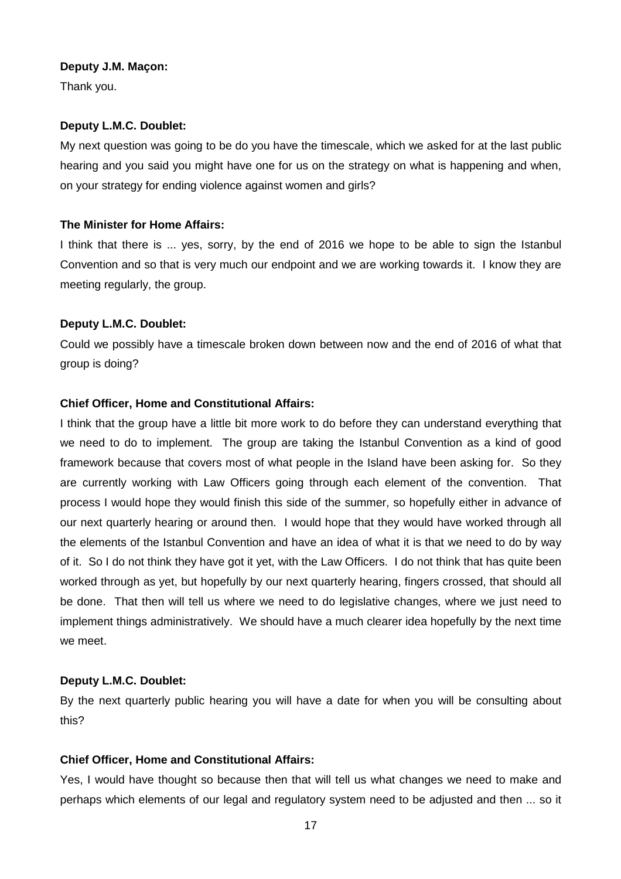**Deputy J.M. Maçon:**

Thank you.

**Deputy L.M.C. Doublet:**

My next question was going to be do you have the timescale, which we asked for at the last public hearing and you said you might have one for us on the strategy on what is happening and when, on your strategy for ending violence against women and girls?

**The Minister for Home Affairs:**

I think that there is ... yes, sorry, by the end of 2016 we hope to be able to sign the Istanbul Convention and so that is very much our endpoint and we are working towards it. I know they are meeting regularly, the group.

**Deputy L.M.C. Doublet:**

Could we possibly have a timescale broken down between now and the end of 2016 of what that group is doing?

**Chief Officer, Home and Constitutional Affairs:**

I think that the group have a little bit more work to do before they can understand everything that we need to do to implement. The group are taking the Istanbul Convention as a kind of good framework because that covers most of what people in the Island have been asking for. So they are currently working with Law Officers going through each element of the convention. That process I would hope they would finish this side of the summer, so hopefully either in advance of our next quarterly hearing or around then. I would hope that they would have worked through all the elements of the Istanbul Convention and have an idea of what it is that we need to do by way of it. So I do not think they have got it yet, with the Law Officers. I do not think that has quite been worked through as yet, but hopefully by our next quarterly hearing, fingers crossed, that should all be done. That then will tell us where we need to do legislative changes, where we just need to implement things administratively. We should have a much clearer idea hopefully by the next time we meet.

**Deputy L.M.C. Doublet:**

By the next quarterly public hearing you will have a date for when you will be consulting about this?

**Chief Officer, Home and Constitutional Affairs:**

Yes, I would have thought so because then that will tell us what changes we need to make and perhaps which elements of our legal and regulatory system need to be adjusted and then ... so it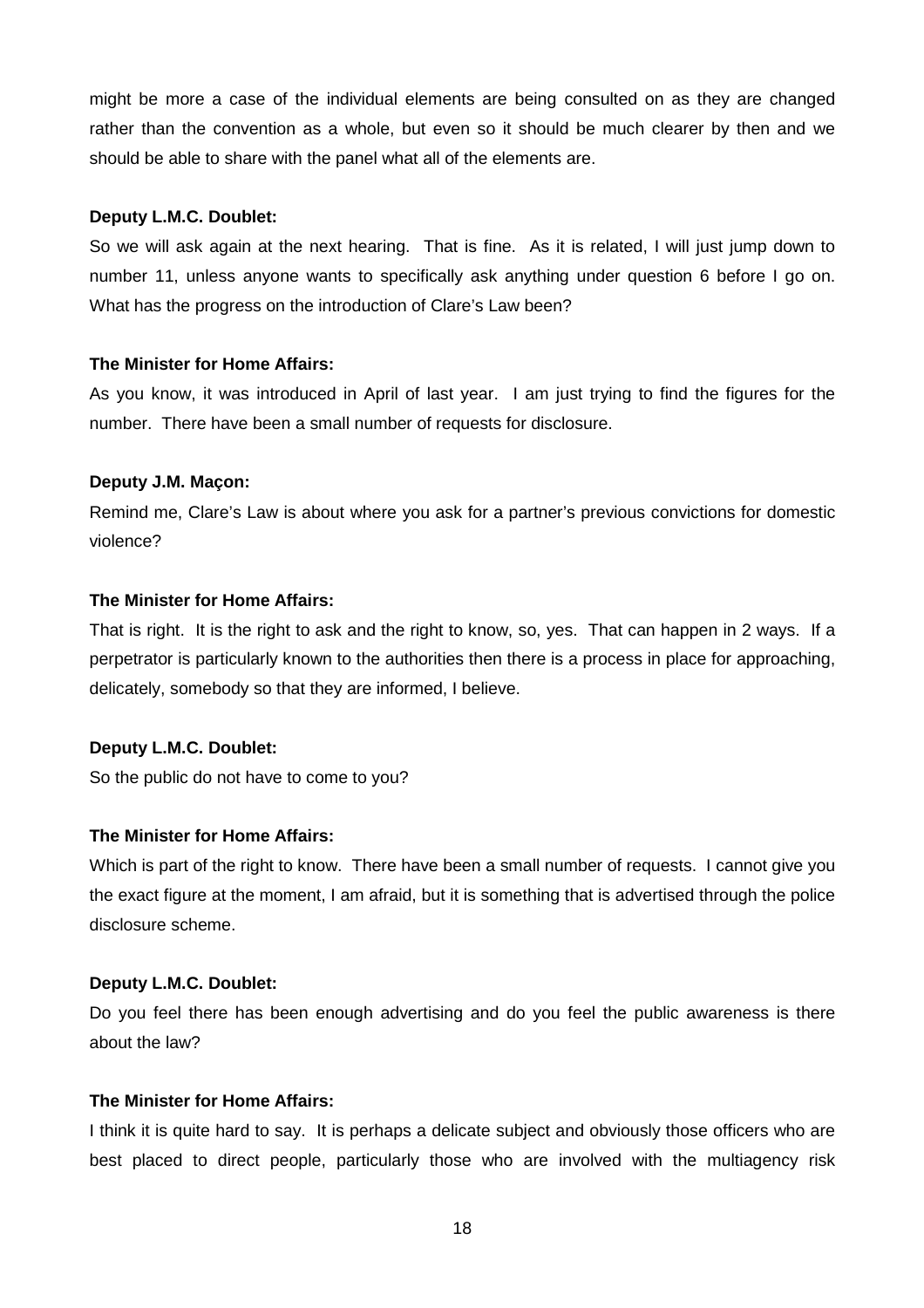might be more a case of the individual elements are being consulted on as they are changed rather than the convention as a whole, but even so it should be much clearer by then and we should be able to share with the panel what all of the elements are.

**Deputy L.M.C. Doublet:**

So we will ask again at the next hearing. That is fine. As it is related, I will just jump down to number 11, unless anyone wants to specifically ask anything under question 6 before I go on. What has the progress on the introduction of Clare's Law been?

**The Minister for Home Affairs:**

As you know, it was introduced in April of last year. I am just trying to find the figures for the number. There have been a small number of requests for disclosure.

**Deputy J.M. Maçon:**

Remind me, Clare's Law is about where you ask for a partner's previous convictions for domestic violence?

**The Minister for Home Affairs:**

That is right. It is the right to ask and the right to know, so, yes. That can happen in 2 ways. If a perpetrator is particularly known to the authorities then there is a process in place for approaching, delicately, somebody so that they are informed, I believe.

**Deputy L.M.C. Doublet:**

So the public do not have to come to you?

**The Minister for Home Affairs:**

Which is part of the right to know. There have been a small number of requests. I cannot give you the exact figure at the moment, I am afraid, but it is something that is advertised through the police disclosure scheme.

**Deputy L.M.C. Doublet:**

Do you feel there has been enough advertising and do you feel the public awareness is there about the law?

**The Minister for Home Affairs:**

I think it is quite hard to say. It is perhaps a delicate subject and obviously those officers who are best placed to direct people, particularly those who are involved with the multiagency risk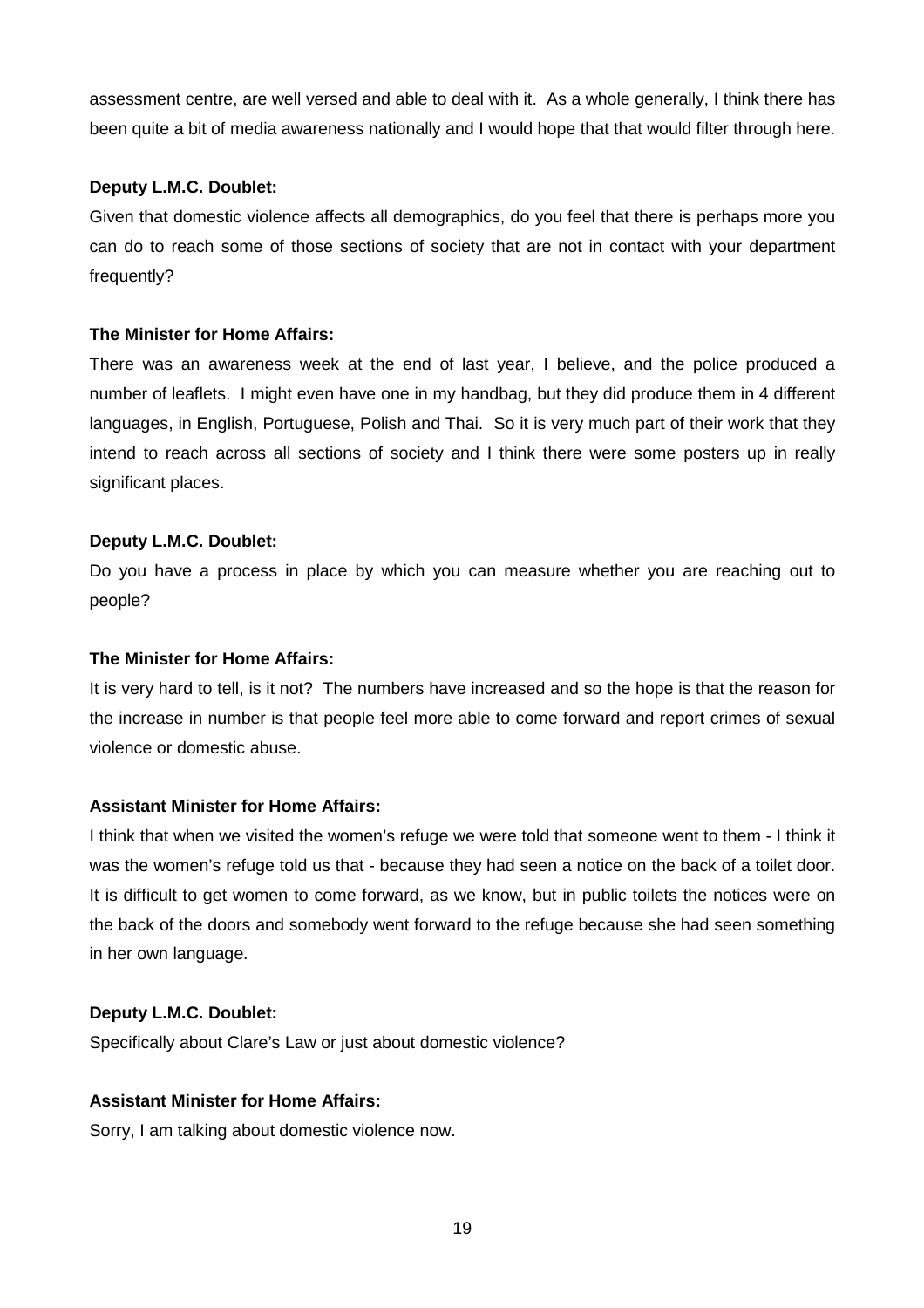assessment centre, are well versed and able to deal with it. As a whole generally, I think there has been quite a bit of media awareness nationally and I would hope that that would filter through here.

**Deputy L.M.C. Doublet:**

Given that domestic violence affects all demographics, do you feel that there is perhaps more you can do to reach some of those sections of society that are not in contact with your department frequently?

**The Minister for Home Affairs:**

There was an awareness week at the end of last year, I believe, and the police produced a number of leaflets. I might even have one in my handbag, but they did produce them in 4 different languages, in English, Portuguese, Polish and Thai. So it is very much part of their work that they intend to reach across all sections of society and I think there were some posters up in really significant places.

**Deputy L.M.C. Doublet:**

Do you have a process in place by which you can measure whether you are reaching out to people?

**The Minister for Home Affairs:**

It is very hard to tell, is it not? The numbers have increased and so the hope is that the reason for the increase in number is that people feel more able to come forward and report crimes of sexual violence or domestic abuse.

**Assistant Minister for Home Affairs:**

I think that when we visited the women's refuge we were told that someone went to them - I think it was the women's refuge told us that - because they had seen a notice on the back of a toilet door. It is difficult to get women to come forward, as we know, but in public toilets the notices were on the back of the doors and somebody went forward to the refuge because she had seen something in her own language.

**Deputy L.M.C. Doublet:**

Specifically about Clare's Law or just about domestic violence?

**Assistant Minister for Home Affairs:**

Sorry, I am talking about domestic violence now.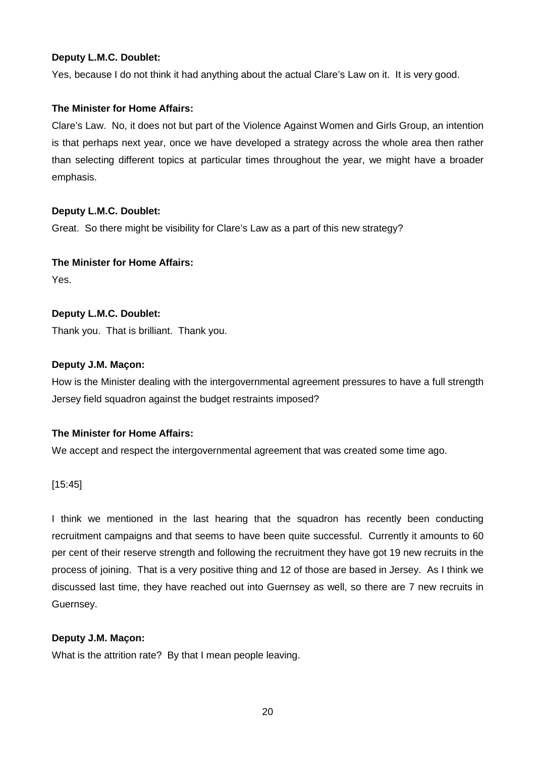**Deputy L.M.C. Doublet:**

Yes, because I do not think it had anything about the actual Clare's Law on it. It is very good.

**The Minister for Home Affairs:**

Clare's Law. No, it does not but part of the Violence Against Women and Girls Group, an intention is that perhaps next year, once we have developed a strategy across the whole area then rather than selecting different topics at particular times throughout the year, we might have a broader emphasis.

**Deputy L.M.C. Doublet:**

Great. So there might be visibility for Clare's Law as a part of this new strategy?

**The Minister for Home Affairs:**

Yes.

**Deputy L.M.C. Doublet:**

Thank you. That is brilliant. Thank you.

**Deputy J.M. Maçon:**

How is the Minister dealing with the intergovernmental agreement pressures to have a full strength Jersey field squadron against the budget restraints imposed?

**The Minister for Home Affairs:**

We accept and respect the intergovernmental agreement that was created some time ago.

[15:45]

I think we mentioned in the last hearing that the squadron has recently been conducting recruitment campaigns and that seems to have been quite successful. Currently it amounts to 60 per cent of their reserve strength and following the recruitment they have got 19 new recruits in the process of joining. That is a very positive thing and 12 of those are based in Jersey. As I think we discussed last time, they have reached out into Guernsey as well, so there are 7 new recruits in Guernsey.

**Deputy J.M. Maçon:**

What is the attrition rate? By that I mean people leaving.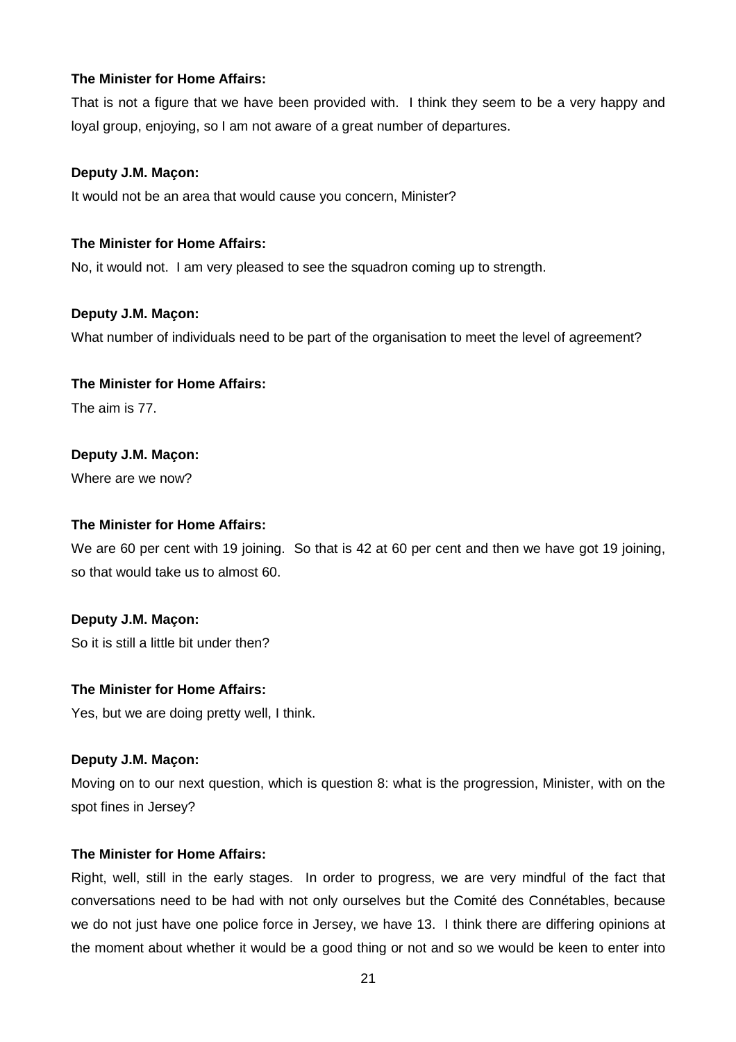**The Minister for Home Affairs:**

That is not a figure that we have been provided with. I think they seem to be a very happy and loyal group, enjoying, so I am not aware of a great number of departures.

**Deputy J.M. Maçon:**

It would not be an area that would cause you concern, Minister?

**The Minister for Home Affairs:**

No, it would not. I am very pleased to see the squadron coming up to strength.

**Deputy J.M. Maçon:**

What number of individuals need to be part of the organisation to meet the level of agreement?

**The Minister for Home Affairs:**

The aim is 77.

**Deputy J.M. Maçon:**

Where are we now?

**The Minister for Home Affairs:**

We are 60 per cent with 19 joining. So that is 42 at 60 per cent and then we have got 19 joining, so that would take us to almost 60.

**Deputy J.M. Maçon:**

So it is still a little bit under then?

**The Minister for Home Affairs:**

Yes, but we are doing pretty well, I think.

**Deputy J.M. Maçon:**

Moving on to our next question, which is question 8: what is the progression, Minister, with on the spot fines in Jersey?

**The Minister for Home Affairs:**

Right, well, still in the early stages. In order to progress, we are very mindful of the fact that conversations need to be had with not only ourselves but the Comité des Connétables, because we do not just have one police force in Jersey, we have 13. I think there are differing opinions at the moment about whether it would be a good thing or not and so we would be keen to enter into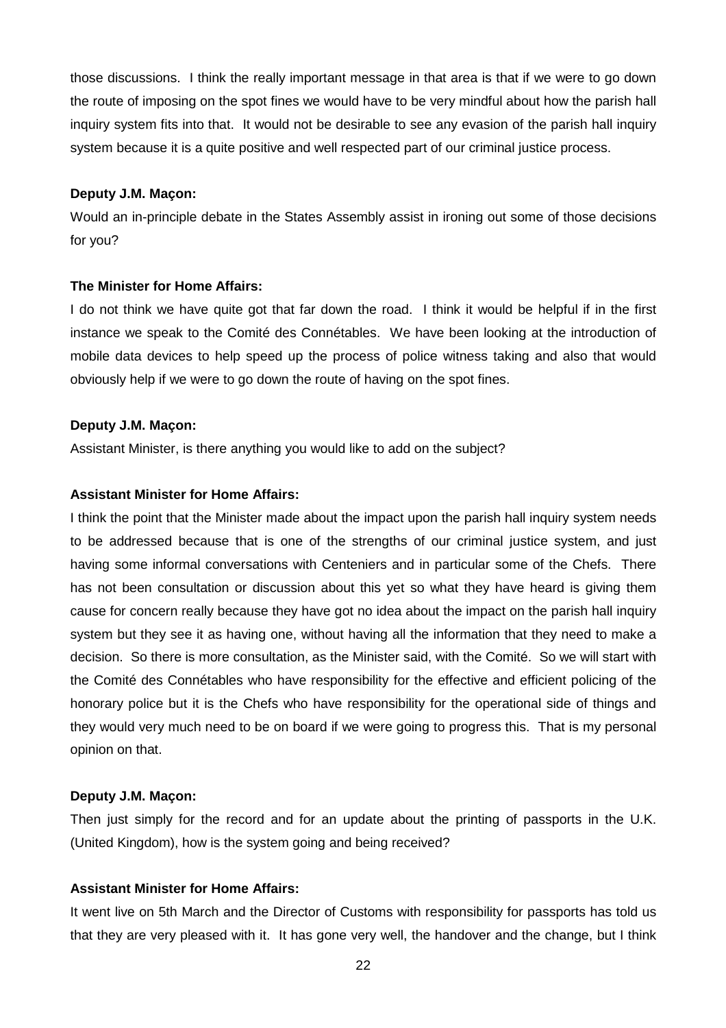those discussions. I think the really important message in that area is that if we were to go down the route of imposing on the spot fines we would have to be very mindful about how the parish hall inquiry system fits into that. It would not be desirable to see any evasion of the parish hall inquiry system because it is a quite positive and well respected part of our criminal justice process.

**Deputy J.M. Maçon:**

Would an in-principle debate in the States Assembly assist in ironing out some of those decisions for you?

**The Minister for Home Affairs:**

I do not think we have quite got that far down the road. I think it would be helpful if in the first instance we speak to the Comité des Connétables. We have been looking at the introduction of mobile data devices to help speed up the process of police witness taking and also that would obviously help if we were to go down the route of having on the spot fines.

**Deputy J.M. Maçon:**

Assistant Minister, is there anything you would like to add on the subject?

**Assistant Minister for Home Affairs:**

I think the point that the Minister made about the impact upon the parish hall inquiry system needs to be addressed because that is one of the strengths of our criminal justice system, and just having some informal conversations with Centeniers and in particular some of the Chefs. There has not been consultation or discussion about this yet so what they have heard is giving them cause for concern really because they have got no idea about the impact on the parish hall inquiry system but they see it as having one, without having all the information that they need to make a decision. So there is more consultation, as the Minister said, with the Comité. So we will start with the Comité des Connétables who have responsibility for the effective and efficient policing of the honorary police but it is the Chefs who have responsibility for the operational side of things and they would very much need to be on board if we were going to progress this. That is my personal opinion on that.

**Deputy J.M. Maçon:**

Then just simply for the record and for an update about the printing of passports in the U.K. (United Kingdom), how is the system going and being received?

**Assistant Minister for Home Affairs:**

It went live on 5th March and the Director of Customs with responsibility for passports has told us that they are very pleased with it. It has gone very well, the handover and the change, but I think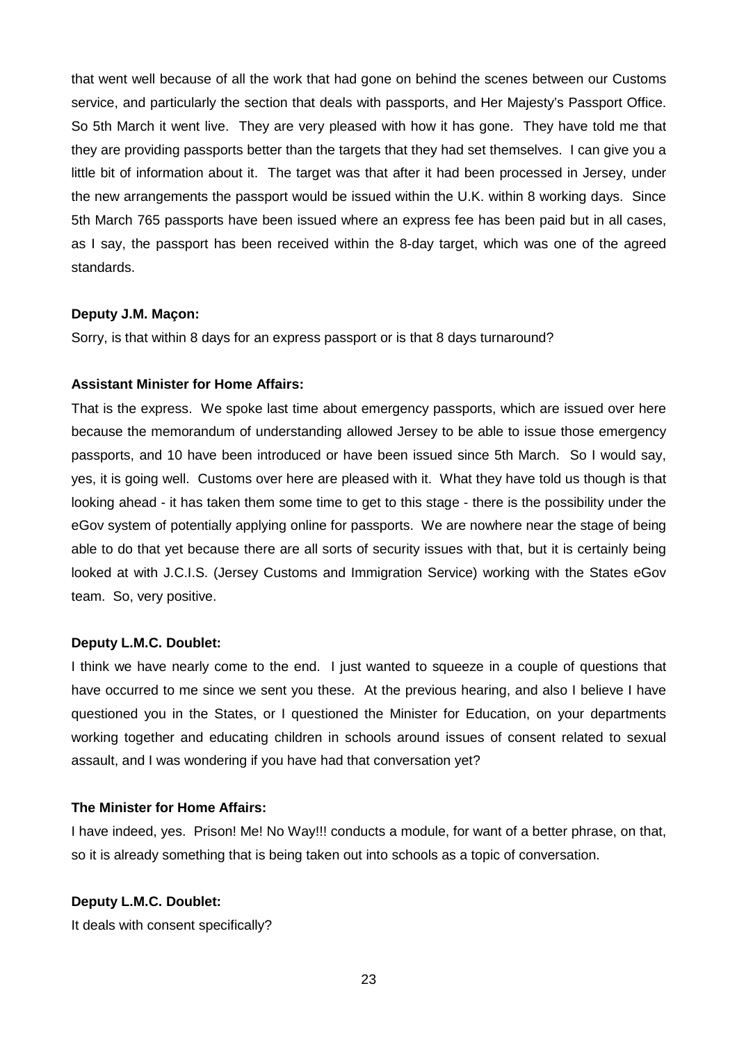that went well because of all the work that had gone on behind the scenes between our Customs service, and particularly the section that deals with passports, and Her Majesty's Passport Office. So 5th March it went live. They are very pleased with how it has gone. They have told me that they are providing passports better than the targets that they had set themselves. I can give you a little bit of information about it. The target was that after it had been processed in Jersey, under the new arrangements the passport would be issued within the U.K. within 8 working days. Since 5th March 765 passports have been issued where an express fee has been paid but in all cases, as I say, the passport has been received within the 8-day target, which was one of the agreed standards.

**Deputy J.M. Maçon:**

Sorry, is that within 8 days for an express passport or is that 8 days turnaround?

**Assistant Minister for Home Affairs:**

That is the express. We spoke last time about emergency passports, which are issued over here because the memorandum of understanding allowed Jersey to be able to issue those emergency passports, and 10 have been introduced or have been issued since 5th March. So I would say, yes, it is going well. Customs over here are pleased with it. What they have told us though is that looking ahead - it has taken them some time to get to this stage - there is the possibility under the eGov system of potentially applying online for passports. We are nowhere near the stage of being able to do that yet because there are all sorts of security issues with that, but it is certainly being looked at with J.C.I.S. (Jersey Customs and Immigration Service) working with the States eGov team. So, very positive.

**Deputy L.M.C. Doublet:**

I think we have nearly come to the end. I just wanted to squeeze in a couple of questions that have occurred to me since we sent you these. At the previous hearing, and also I believe I have questioned you in the States, or I questioned the Minister for Education, on your departments working together and educating children in schools around issues of consent related to sexual assault, and I was wondering if you have had that conversation yet?

**The Minister for Home Affairs:**

I have indeed, yes. Prison! Me! No Way!!! conducts a module, for want of a better phrase, on that, so it is already something that is being taken out into schools as a topic of conversation.

**Deputy L.M.C. Doublet:**

It deals with consent specifically?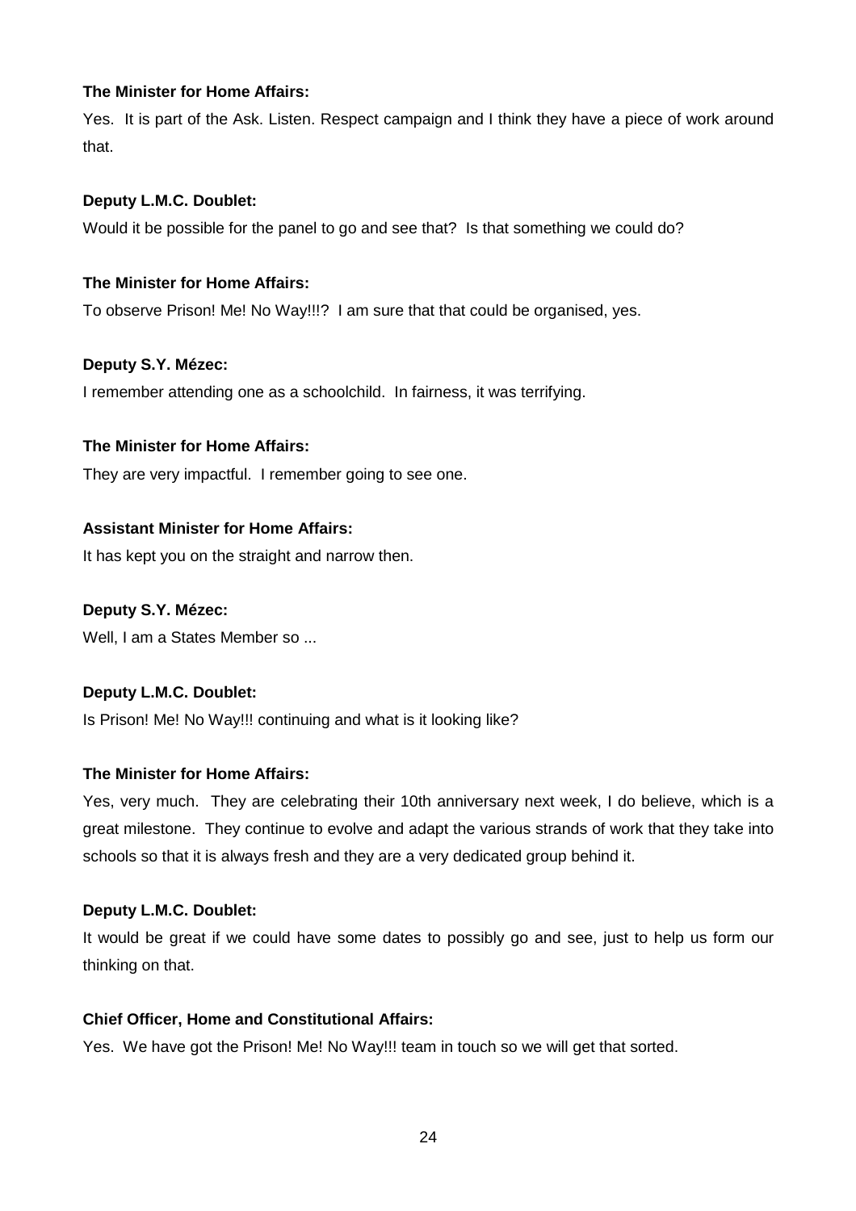**The Minister for Home Affairs:**

Yes. It is part of the Ask. Listen. Respect campaign and I think they have a piece of work around that.

**Deputy L.M.C. Doublet:**

Would it be possible for the panel to go and see that? Is that something we could do?

**The Minister for Home Affairs:**

To observe Prison! Me! No Way!!!? I am sure that that could be organised, yes.

**Deputy S.Y. Mézec:**

I remember attending one as a schoolchild. In fairness, it was terrifying.

**The Minister for Home Affairs:**

They are very impactful. I remember going to see one.

**Assistant Minister for Home Affairs:**

It has kept you on the straight and narrow then.

**Deputy S.Y. Mézec:**

Well, I am a States Member so ...

**Deputy L.M.C. Doublet:**

Is Prison! Me! No Way!!! continuing and what is it looking like?

**The Minister for Home Affairs:**

Yes, very much. They are celebrating their 10th anniversary next week, I do believe, which is a great milestone. They continue to evolve and adapt the various strands of work that they take into schools so that it is always fresh and they are a very dedicated group behind it.

**Deputy L.M.C. Doublet:**

It would be great if we could have some dates to possibly go and see, just to help us form our thinking on that.

**Chief Officer, Home and Constitutional Affairs:**

Yes. We have got the Prison! Me! No Way!!! team in touch so we will get that sorted.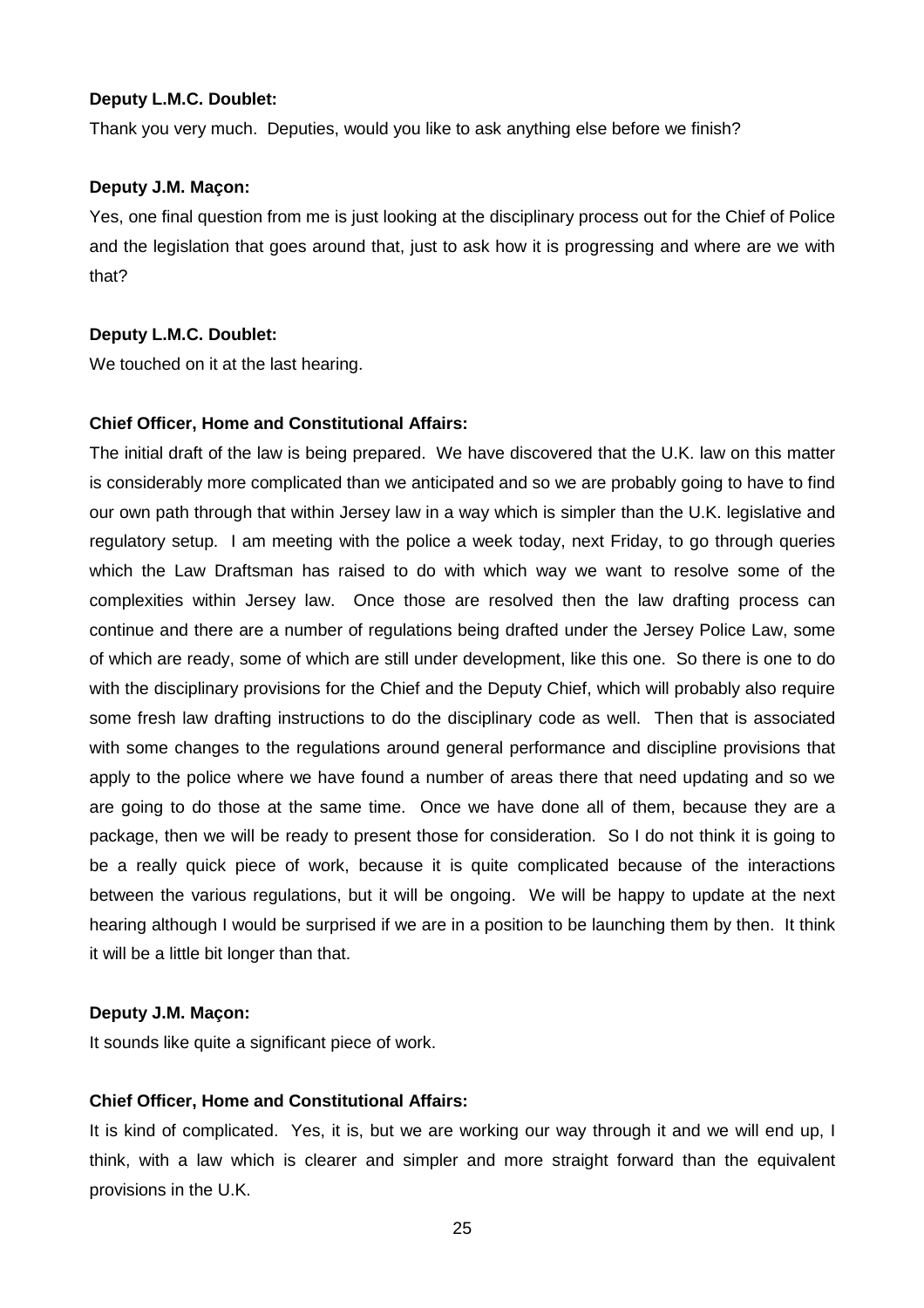**Deputy L.M.C. Doublet:**

Thank you very much. Deputies, would you like to ask anything else before we finish?

**Deputy J.M. Maçon:**

Yes, one final question from me is just looking at the disciplinary process out for the Chief of Police and the legislation that goes around that, just to ask how it is progressing and where are we with that?

**Deputy L.M.C. Doublet:**

We touched on it at the last hearing.

**Chief Officer, Home and Constitutional Affairs:**

The initial draft of the law is being prepared. We have discovered that the U.K. law on this matter is considerably more complicated than we anticipated and so we are probably going to have to find our own path through that within Jersey law in a way which is simpler than the U.K. legislative and regulatory setup. I am meeting with the police a week today, next Friday, to go through queries which the Law Draftsman has raised to do with which way we want to resolve some of the complexities within Jersey law. Once those are resolved then the law drafting process can continue and there are a number of regulations being drafted under the Jersey Police Law, some of which are ready, some of which are still under development, like this one. So there is one to do with the disciplinary provisions for the Chief and the Deputy Chief, which will probably also require some fresh law drafting instructions to do the disciplinary code as well. Then that is associated with some changes to the regulations around general performance and discipline provisions that apply to the police where we have found a number of areas there that need updating and so we are going to do those at the same time. Once we have done all of them, because they are a package, then we will be ready to present those for consideration. So I do not think it is going to be a really quick piece of work, because it is quite complicated because of the interactions between the various regulations, but it will be ongoing. We will be happy to update at the next hearing although I would be surprised if we are in a position to be launching them by then. It think it will be a little bit longer than that.

**Deputy J.M. Maçon:**

It sounds like quite a significant piece of work.

**Chief Officer, Home and Constitutional Affairs:**

It is kind of complicated. Yes, it is, but we are working our way through it and we will end up, I think, with a law which is clearer and simpler and more straight forward than the equivalent provisions in the U.K.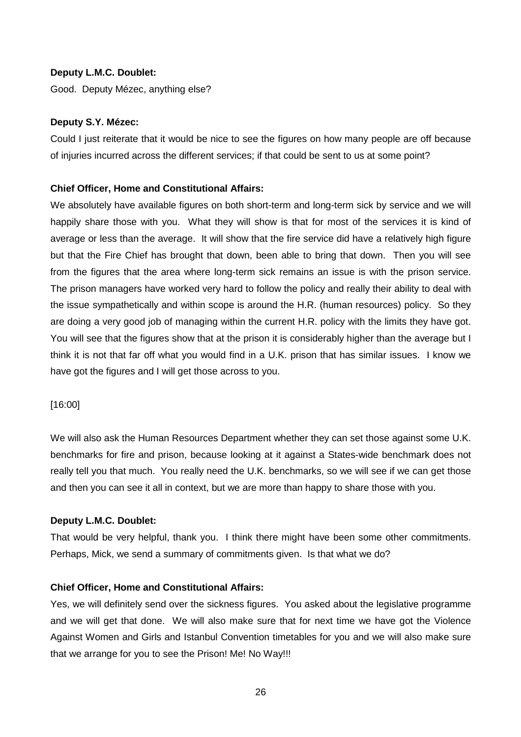**Deputy L.M.C. Doublet:**

Good. Deputy Mézec, anything else?

**Deputy S.Y. Mézec:**

Could I just reiterate that it would be nice to see the figures on how many people are off because of injuries incurred across the different services; if that could be sent to us at some point?

**Chief Officer, Home and Constitutional Affairs:**

We absolutely have available figures on both short-term and long-term sick by service and we will happily share those with you. What they will show is that for most of the services it is kind of average or less than the average. It will show that the fire service did have a relatively high figure but that the Fire Chief has brought that down, been able to bring that down. Then you will see from the figures that the area where long-term sick remains an issue is with the prison service. The prison managers have worked very hard to follow the policy and really their ability to deal with the issue sympathetically and within scope is around the H.R. (human resources) policy. So they are doing a very good job of managing within the current H.R. policy with the limits they have got. You will see that the figures show that at the prison it is considerably higher than the average but I think it is not that far off what you would find in a U.K. prison that has similar issues. I know we have got the figures and I will get those across to you.

[16:00]

We will also ask the Human Resources Department whether they can set those against some U.K. benchmarks for fire and prison, because looking at it against a States-wide benchmark does not really tell you that much. You really need the U.K. benchmarks, so we will see if we can get those and then you can see it all in context, but we are more than happy to share those with you.

**Deputy L.M.C. Doublet:**

That would be very helpful, thank you. I think there might have been some other commitments. Perhaps, Mick, we send a summary of commitments given. Is that what we do?

**Chief Officer, Home and Constitutional Affairs:**

Yes, we will definitely send over the sickness figures. You asked about the legislative programme and we will get that done. We will also make sure that for next time we have got the Violence Against Women and Girls and Istanbul Convention timetables for you and we will also make sure that we arrange for you to see the Prison! Me! No Way!!!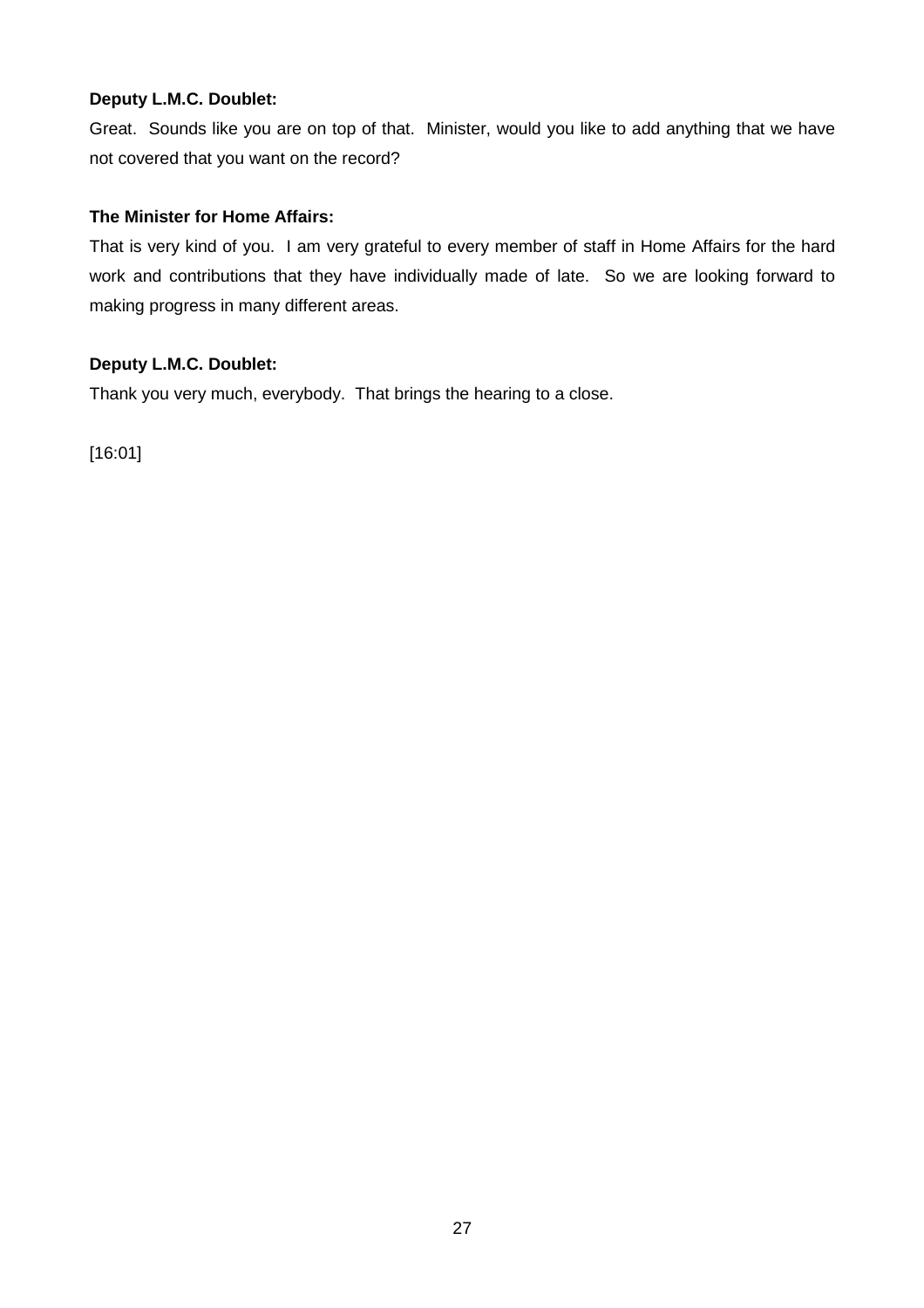**Deputy L.M.C. Doublet:**

Great. Sounds like you are on top of that. Minister, would you like to add anything that we have not covered that you want on the record?

**The Minister for Home Affairs:**

That is very kind of you. I am very grateful to every member of staff in Home Affairs for the hard work and contributions that they have individually made of late. So we are looking forward to making progress in many different areas.

**Deputy L.M.C. Doublet:**

Thank you very much, everybody. That brings the hearing to a close.

[16:01]